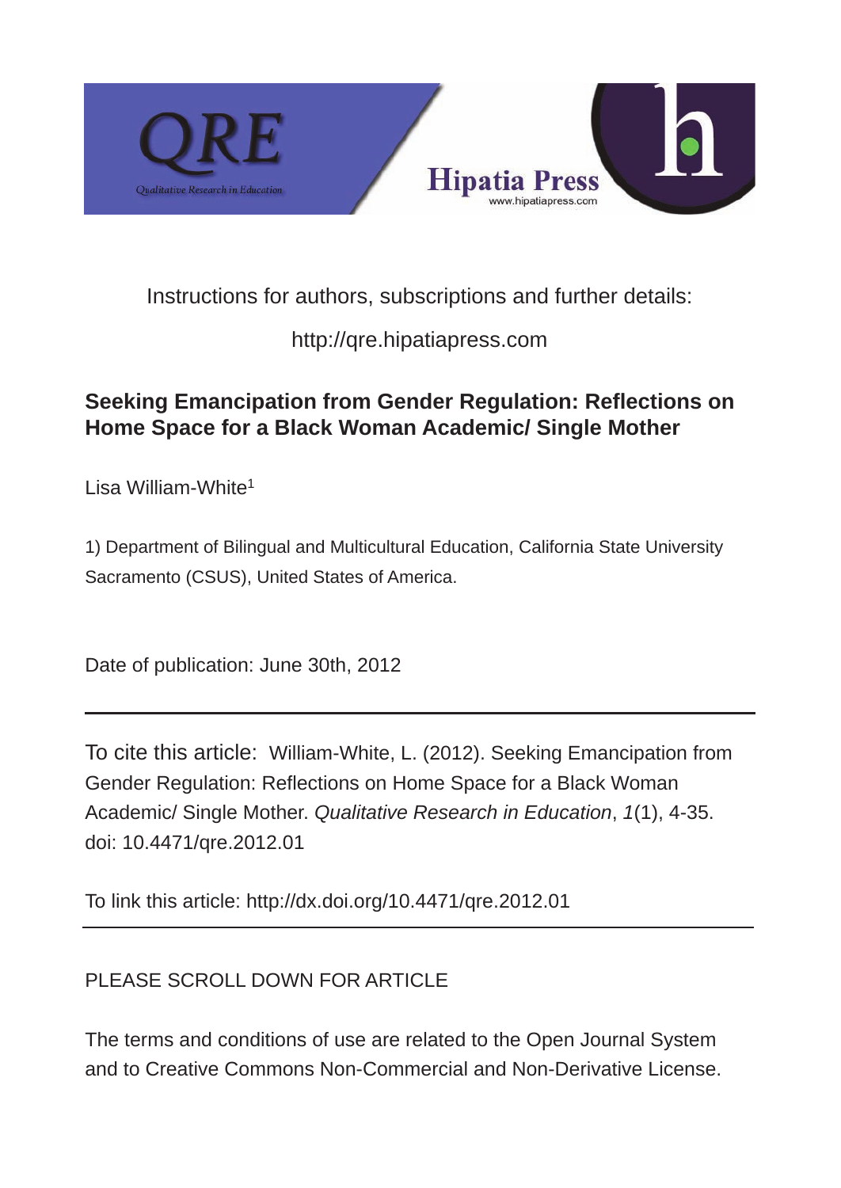Instructions for authors, subscriptions and further details:

http://qre.hipatiapress.com

**Seeking Emancipation from Gender Regulation: Reflections on Home Space for a Black Woman Academic/ Single Mother**

Lisa William-White[1]

1) Department of Bilingual and Multicultural Education, California State University Sacramento (CSUS), United States of America.

Date of publication: June 30th, 2012

---

To cite this article: William-White, L. (2012). Seeking Emancipation from Gender Regulation: Reflections on Home Space for a Black Woman Academic/ Single Mother. *Qualitative Research in Education*, *1*(1), 4-35. doi: 10.4471/qre.2012.01

To link this article: http://dx.doi.org/10.4471/qre.2012.01

---

PLEASE SCROLL DOWN FOR ARTICLE

The terms and conditions of use are related to the Open Journal System and to Creative Commons Non-Commercial and Non-Derivative License.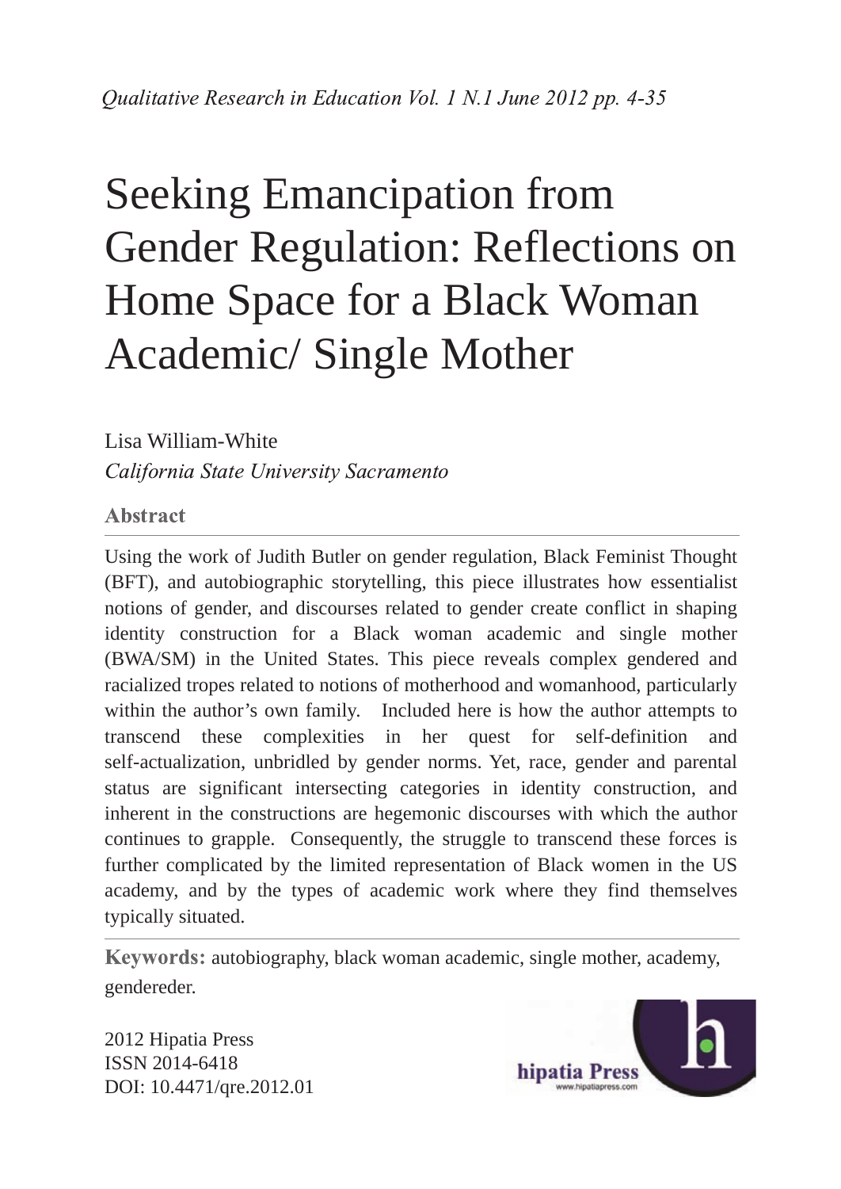# Seeking Emancipation from Gender Regulation: Reflections on Home Space for a Black Woman Academic/ Single Mother

Lisa William-White

*California State University Sacramento*

### Abstract

Using the work of Judith Butler on gender regulation, Black Feminist Thought (BFT), and autobiographic storytelling, this piece illustrates how essentialist notions of gender, and discourses related to gender create conflict in shaping identity construction for a Black woman academic and single mother (BWA/SM) in the United States. This piece reveals complex gendered and racialized tropes related to notions of motherhood and womanhood, particularly within the author's own family. Included here is how the author attempts to transcend these complexities in her quest for self-definition and self-actualization, unbridled by gender norms. Yet, race, gender and parental status are significant intersecting categories in identity construction, and inherent in the constructions are hegemonic discourses with which the author continues to grapple. Consequently, the struggle to transcend these forces is further complicated by the limited representation of Black women in the US academy, and by the types of academic work where they find themselves typically situated.

**Keywords:** autobiography, black woman academic, single mother, academy, gendereder.

2012 Hipatia Press
ISSN 2014-6418
DOI: 10.4471/qre.2012.01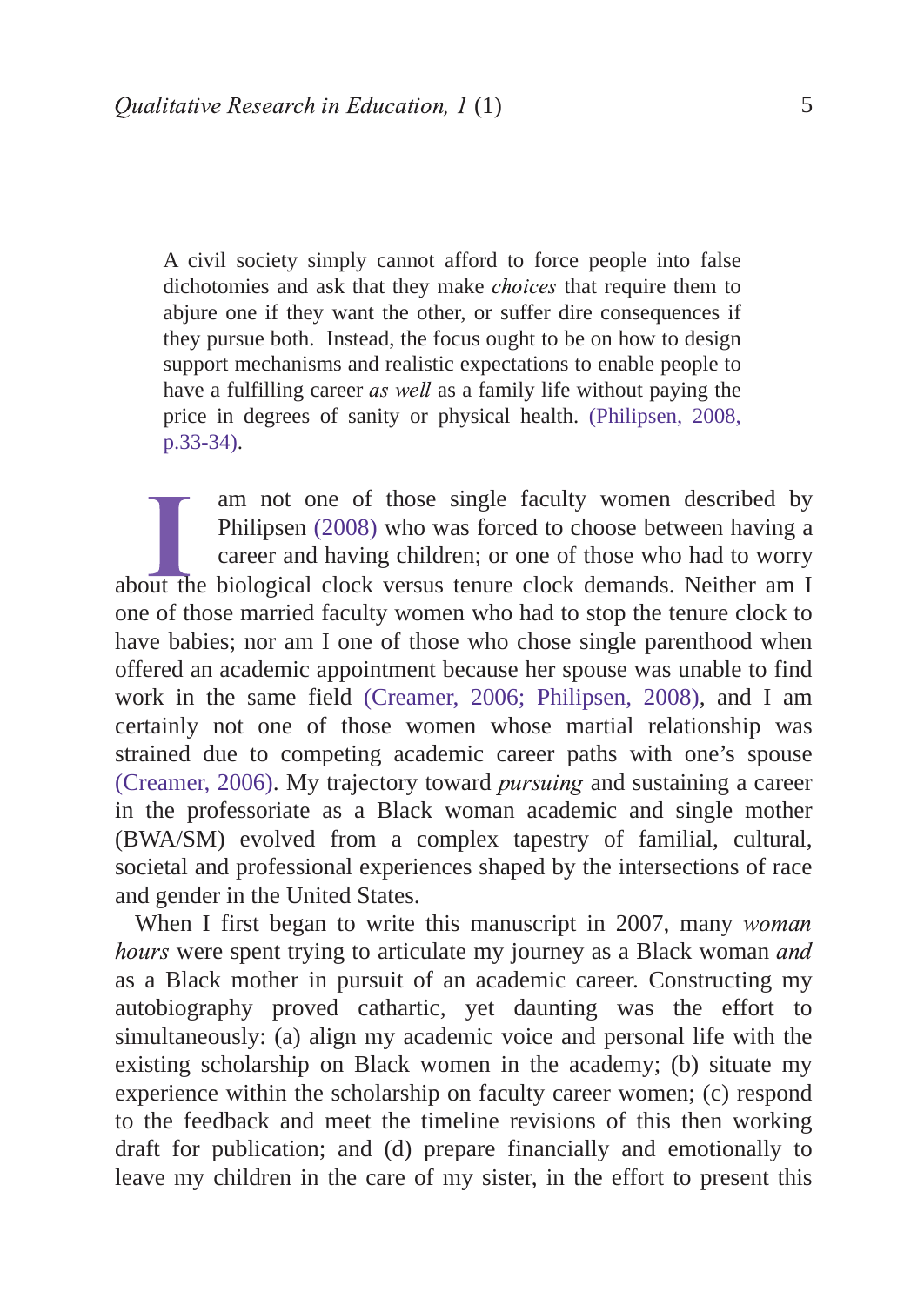> A civil society simply cannot afford to force people into false dichotomies and ask that they make *choices* that require them to abjure one if they want the other, or suffer dire consequences if they pursue both. Instead, the focus ought to be on how to design support mechanisms and realistic expectations to enable people to have a fulfilling career *as well* as a family life without paying the price in degrees of sanity or physical health. (Philipsen, 2008, p.33-34).

I am not one of those single faculty women described by Philipsen (2008) who was forced to choose between having a career and having children; or one of those who had to worry about the biological clock versus tenure clock demands. Neither am I one of those married faculty women who had to stop the tenure clock to have babies; nor am I one of those who chose single parenthood when offered an academic appointment because her spouse was unable to find work in the same field (Creamer, 2006; Philipsen, 2008), and I am certainly not one of those women whose martial relationship was strained due to competing academic career paths with one's spouse (Creamer, 2006). My trajectory toward *pursuing* and sustaining a career in the professoriate as a Black woman academic and single mother (BWA/SM) evolved from a complex tapestry of familial, cultural, societal and professional experiences shaped by the intersections of race and gender in the United States.

When I first began to write this manuscript in 2007, many *woman hours* were spent trying to articulate my journey as a Black woman *and* as a Black mother in pursuit of an academic career. Constructing my autobiography proved cathartic, yet daunting was the effort to simultaneously: (a) align my academic voice and personal life with the existing scholarship on Black women in the academy; (b) situate my experience within the scholarship on faculty career women; (c) respond to the feedback and meet the timeline revisions of this then working draft for publication; and (d) prepare financially and emotionally to leave my children in the care of my sister, in the effort to present this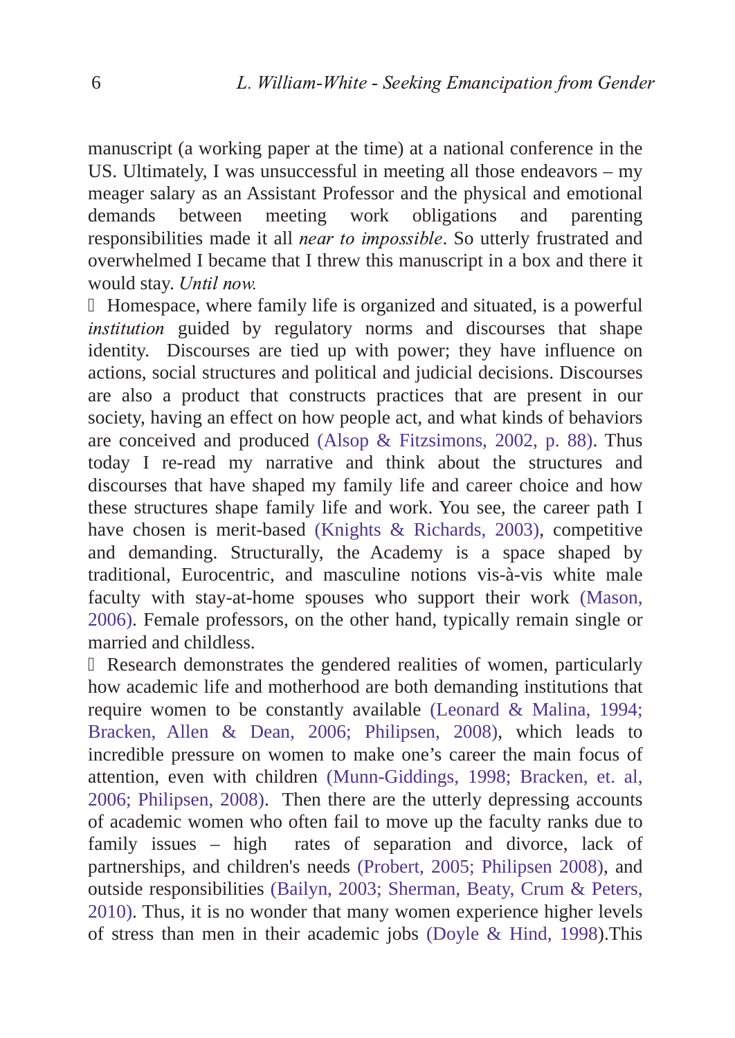manuscript (a working paper at the time) at a national conference in the US. Ultimately, I was unsuccessful in meeting all those endeavors – my meager salary as an Assistant Professor and the physical and emotional demands between meeting work obligations and parenting responsibilities made it all *near to impossible*. So utterly frustrated and overwhelmed I became that I threw this manuscript in a box and there it would stay. *Until now.*

Homespace, where family life is organized and situated, is a powerful *institution* guided by regulatory norms and discourses that shape identity. Discourses are tied up with power; they have influence on actions, social structures and political and judicial decisions. Discourses are also a product that constructs practices that are present in our society, having an effect on how people act, and what kinds of behaviors are conceived and produced (Alsop & Fitzsimons, 2002, p. 88). Thus today I re-read my narrative and think about the structures and discourses that have shaped my family life and career choice and how these structures shape family life and work. You see, the career path I have chosen is merit-based (Knights & Richards, 2003), competitive and demanding. Structurally, the Academy is a space shaped by traditional, Eurocentric, and masculine notions vis-à-vis white male faculty with stay-at-home spouses who support their work (Mason, 2006). Female professors, on the other hand, typically remain single or married and childless.

Research demonstrates the gendered realities of women, particularly how academic life and motherhood are both demanding institutions that require women to be constantly available (Leonard & Malina, 1994; Bracken, Allen & Dean, 2006; Philipsen, 2008), which leads to incredible pressure on women to make one's career the main focus of attention, even with children (Munn-Giddings, 1998; Bracken, et. al, 2006; Philipsen, 2008). Then there are the utterly depressing accounts of academic women who often fail to move up the faculty ranks due to family issues – high rates of separation and divorce, lack of partnerships, and children's needs (Probert, 2005; Philipsen 2008), and outside responsibilities (Bailyn, 2003; Sherman, Beaty, Crum & Peters, 2010). Thus, it is no wonder that many women experience higher levels of stress than men in their academic jobs (Doyle & Hind, 1998).This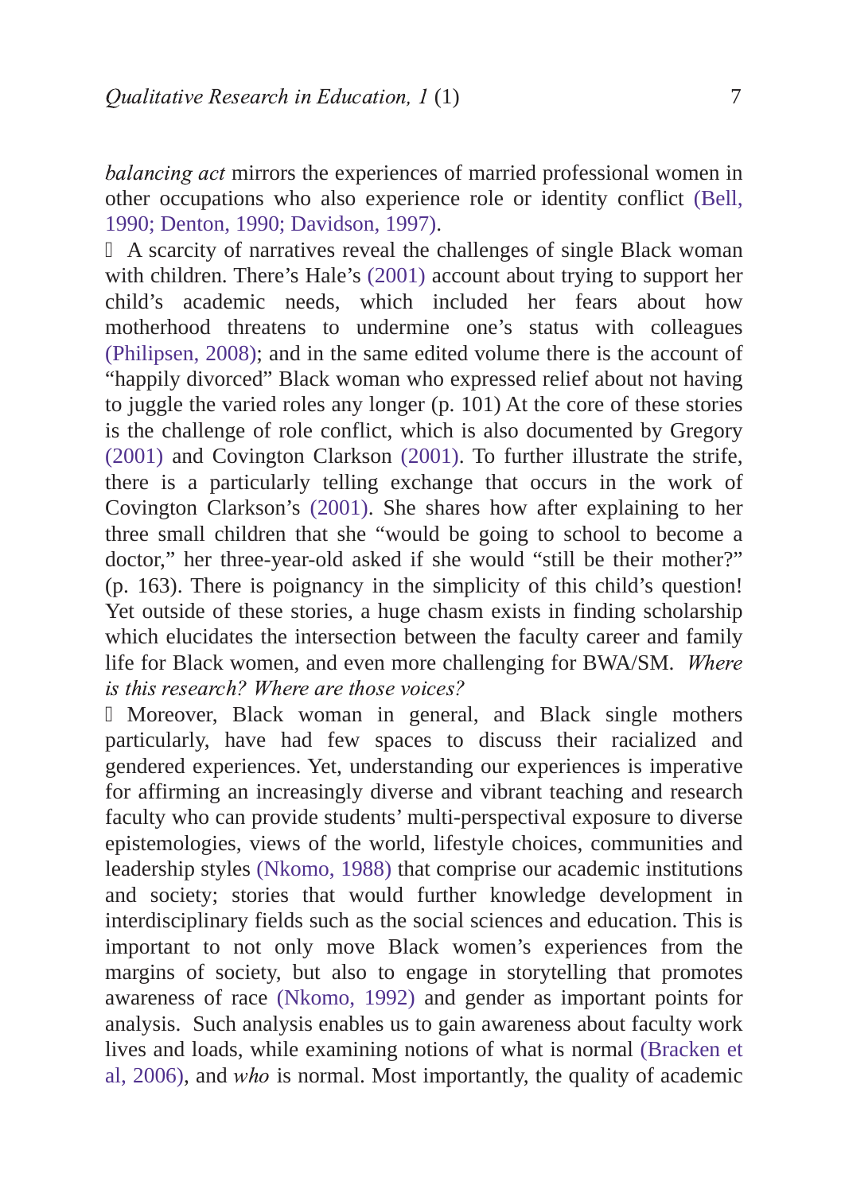*balancing act* mirrors the experiences of married professional women in other occupations who also experience role or identity conflict (Bell, 1990; Denton, 1990; Davidson, 1997).

A scarcity of narratives reveal the challenges of single Black woman with children. There's Hale's (2001) account about trying to support her child's academic needs, which included her fears about how motherhood threatens to undermine one's status with colleagues (Philipsen, 2008); and in the same edited volume there is the account of "happily divorced" Black woman who expressed relief about not having to juggle the varied roles any longer (p. 101) At the core of these stories is the challenge of role conflict, which is also documented by Gregory (2001) and Covington Clarkson (2001). To further illustrate the strife, there is a particularly telling exchange that occurs in the work of Covington Clarkson's (2001). She shares how after explaining to her three small children that she "would be going to school to become a doctor," her three-year-old asked if she would "still be their mother?" (p. 163). There is poignancy in the simplicity of this child's question! Yet outside of these stories, a huge chasm exists in finding scholarship which elucidates the intersection between the faculty career and family life for Black women, and even more challenging for BWA/SM. *Where is this research? Where are those voices?*

Moreover, Black woman in general, and Black single mothers particularly, have had few spaces to discuss their racialized and gendered experiences. Yet, understanding our experiences is imperative for affirming an increasingly diverse and vibrant teaching and research faculty who can provide students' multi-perspectival exposure to diverse epistemologies, views of the world, lifestyle choices, communities and leadership styles (Nkomo, 1988) that comprise our academic institutions and society; stories that would further knowledge development in interdisciplinary fields such as the social sciences and education. This is important to not only move Black women's experiences from the margins of society, but also to engage in storytelling that promotes awareness of race (Nkomo, 1992) and gender as important points for analysis. Such analysis enables us to gain awareness about faculty work lives and loads, while examining notions of what is normal (Bracken et al, 2006), and *who* is normal. Most importantly, the quality of academic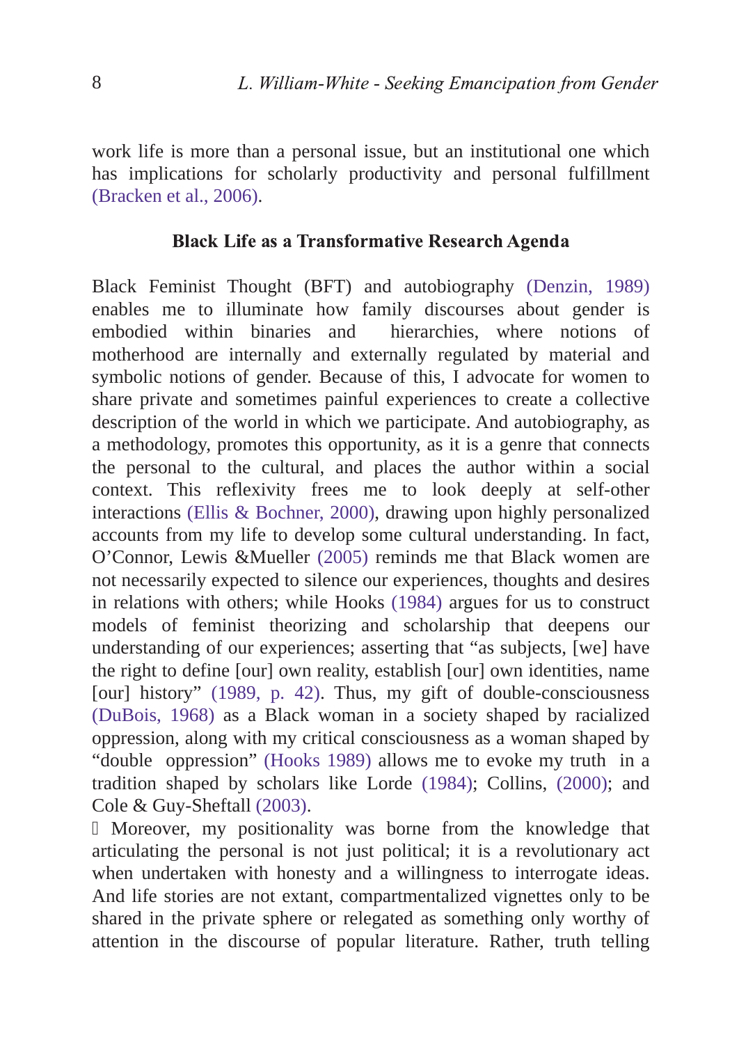work life is more than a personal issue, but an institutional one which has implications for scholarly productivity and personal fulfillment (Bracken et al., 2006).

### Black Life as a Transformative Research Agenda

Black Feminist Thought (BFT) and autobiography (Denzin, 1989) enables me to illuminate how family discourses about gender is embodied within binaries and hierarchies, where notions of motherhood are internally and externally regulated by material and symbolic notions of gender. Because of this, I advocate for women to share private and sometimes painful experiences to create a collective description of the world in which we participate. And autobiography, as a methodology, promotes this opportunity, as it is a genre that connects the personal to the cultural, and places the author within a social context. This reflexivity frees me to look deeply at self-other interactions (Ellis & Bochner, 2000), drawing upon highly personalized accounts from my life to develop some cultural understanding. In fact, O'Connor, Lewis &Mueller (2005) reminds me that Black women are not necessarily expected to silence our experiences, thoughts and desires in relations with others; while Hooks (1984) argues for us to construct models of feminist theorizing and scholarship that deepens our understanding of our experiences; asserting that "as subjects, [we] have the right to define [our] own reality, establish [our] own identities, name [our] history" (1989, p. 42). Thus, my gift of double-consciousness (DuBois, 1968) as a Black woman in a society shaped by racialized oppression, along with my critical consciousness as a woman shaped by "double oppression" (Hooks 1989) allows me to evoke my truth in a tradition shaped by scholars like Lorde (1984); Collins, (2000); and Cole & Guy-Sheftall (2003).

Moreover, my positionality was borne from the knowledge that articulating the personal is not just political; it is a revolutionary act when undertaken with honesty and a willingness to interrogate ideas. And life stories are not extant, compartmentalized vignettes only to be shared in the private sphere or relegated as something only worthy of attention in the discourse of popular literature. Rather, truth telling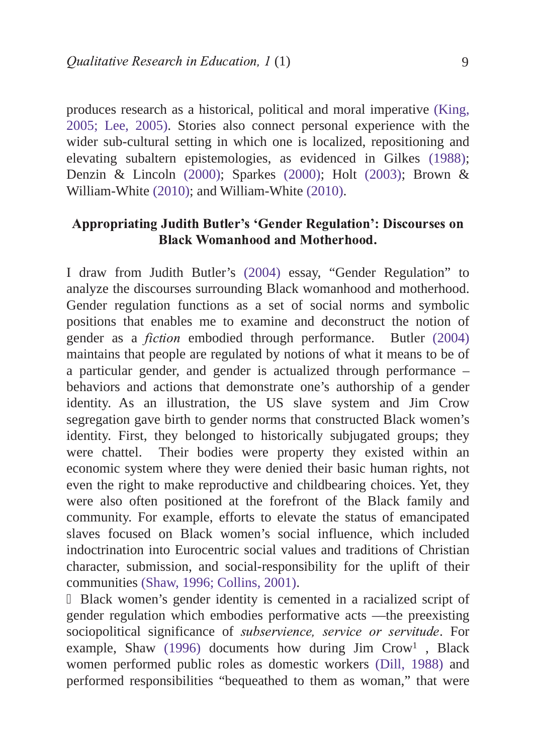produces research as a historical, political and moral imperative (King, 2005; Lee, 2005). Stories also connect personal experience with the wider sub-cultural setting in which one is localized, repositioning and elevating subaltern epistemologies, as evidenced in Gilkes (1988); Denzin & Lincoln (2000); Sparkes (2000); Holt (2003); Brown & William-White (2010); and William-White (2010).

## Appropriating Judith Butler's 'Gender Regulation': Discourses on Black Womanhood and Motherhood.

I draw from Judith Butler's (2004) essay, "Gender Regulation" to analyze the discourses surrounding Black womanhood and motherhood. Gender regulation functions as a set of social norms and symbolic positions that enables me to examine and deconstruct the notion of gender as a *fiction* embodied through performance. Butler (2004) maintains that people are regulated by notions of what it means to be of a particular gender, and gender is actualized through performance – behaviors and actions that demonstrate one's authorship of a gender identity. As an illustration, the US slave system and Jim Crow segregation gave birth to gender norms that constructed Black women's identity. First, they belonged to historically subjugated groups; they were chattel. Their bodies were property they existed within an economic system where they were denied their basic human rights, not even the right to make reproductive and childbearing choices. Yet, they were also often positioned at the forefront of the Black family and community. For example, efforts to elevate the status of emancipated slaves focused on Black women's social influence, which included indoctrination into Eurocentric social values and traditions of Christian character, submission, and social-responsibility for the uplift of their communities (Shaw, 1996; Collins, 2001).

Black women's gender identity is cemented in a racialized script of gender regulation which embodies performative acts —the preexisting sociopolitical significance of *subservience, service or servitude*. For example, Shaw (1996) documents how during Jim Crow[1] , Black women performed public roles as domestic workers (Dill, 1988) and performed responsibilities "bequeathed to them as woman," that were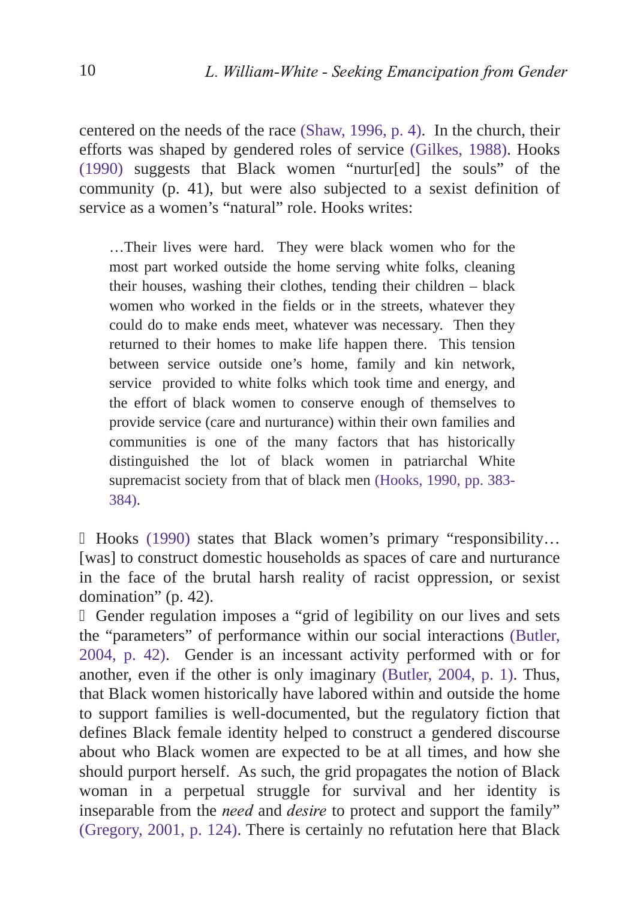centered on the needs of the race (Shaw, 1996, p. 4). In the church, their efforts was shaped by gendered roles of service (Gilkes, 1988). Hooks (1990) suggests that Black women "nurtur[ed] the souls" of the community (p. 41), but were also subjected to a sexist definition of service as a women's "natural" role. Hooks writes:

> …Their lives were hard. They were black women who for the most part worked outside the home serving white folks, cleaning their houses, washing their clothes, tending their children – black women who worked in the fields or in the streets, whatever they could do to make ends meet, whatever was necessary. Then they returned to their homes to make life happen there. This tension between service outside one's home, family and kin network, service provided to white folks which took time and energy, and the effort of black women to conserve enough of themselves to provide service (care and nurturance) within their own families and communities is one of the many factors that has historically distinguished the lot of black women in patriarchal White supremacist society from that of black men (Hooks, 1990, pp. 383-384).

Hooks (1990) states that Black women's primary "responsibility… [was] to construct domestic households as spaces of care and nurturance in the face of the brutal harsh reality of racist oppression, or sexist domination" (p. 42).

Gender regulation imposes a "grid of legibility on our lives and sets the "parameters" of performance within our social interactions (Butler, 2004, p. 42). Gender is an incessant activity performed with or for another, even if the other is only imaginary (Butler, 2004, p. 1). Thus, that Black women historically have labored within and outside the home to support families is well-documented, but the regulatory fiction that defines Black female identity helped to construct a gendered discourse about who Black women are expected to be at all times, and how she should purport herself. As such, the grid propagates the notion of Black woman in a perpetual struggle for survival and her identity is inseparable from the *need* and *desire* to protect and support the family" (Gregory, 2001, p. 124). There is certainly no refutation here that Black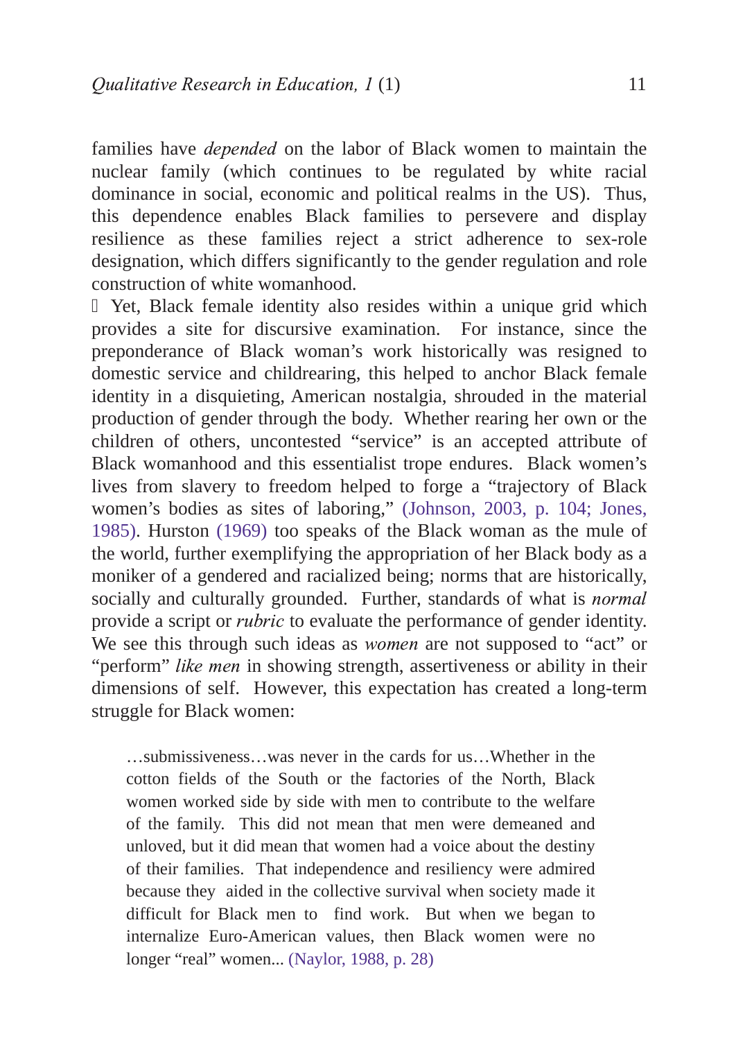families have *depended* on the labor of Black women to maintain the nuclear family (which continues to be regulated by white racial dominance in social, economic and political realms in the US). Thus, this dependence enables Black families to persevere and display resilience as these families reject a strict adherence to sex-role designation, which differs significantly to the gender regulation and role construction of white womanhood.

Yet, Black female identity also resides within a unique grid which provides a site for discursive examination. For instance, since the preponderance of Black woman's work historically was resigned to domestic service and childrearing, this helped to anchor Black female identity in a disquieting, American nostalgia, shrouded in the material production of gender through the body. Whether rearing her own or the children of others, uncontested "service" is an accepted attribute of Black womanhood and this essentialist trope endures. Black women's lives from slavery to freedom helped to forge a "trajectory of Black women's bodies as sites of laboring," (Johnson, 2003, p. 104; Jones, 1985). Hurston (1969) too speaks of the Black woman as the mule of the world, further exemplifying the appropriation of her Black body as a moniker of a gendered and racialized being; norms that are historically, socially and culturally grounded. Further, standards of what is *normal* provide a script or *rubric* to evaluate the performance of gender identity. We see this through such ideas as *women* are not supposed to "act" or "perform" *like men* in showing strength, assertiveness or ability in their dimensions of self. However, this expectation has created a long-term struggle for Black women:

> …submissiveness…was never in the cards for us…Whether in the cotton fields of the South or the factories of the North, Black women worked side by side with men to contribute to the welfare of the family. This did not mean that men were demeaned and unloved, but it did mean that women had a voice about the destiny of their families. That independence and resiliency were admired because they aided in the collective survival when society made it difficult for Black men to find work. But when we began to internalize Euro-American values, then Black women were no longer "real" women... (Naylor, 1988, p. 28)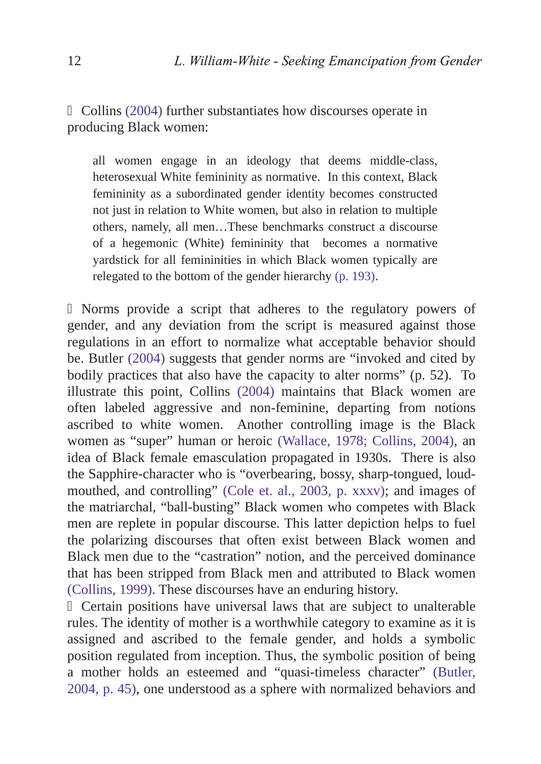Collins (2004) further substantiates how discourses operate in producing Black women:

> all women engage in an ideology that deems middle-class, heterosexual White femininity as normative. In this context, Black femininity as a subordinated gender identity becomes constructed not just in relation to White women, but also in relation to multiple others, namely, all men…These benchmarks construct a discourse of a hegemonic (White) femininity that becomes a normative yardstick for all femininities in which Black women typically are relegated to the bottom of the gender hierarchy (p. 193).

Norms provide a script that adheres to the regulatory powers of gender, and any deviation from the script is measured against those regulations in an effort to normalize what acceptable behavior should be. Butler (2004) suggests that gender norms are "invoked and cited by bodily practices that also have the capacity to alter norms" (p. 52). To illustrate this point, Collins (2004) maintains that Black women are often labeled aggressive and non-feminine, departing from notions ascribed to white women. Another controlling image is the Black women as "super" human or heroic (Wallace, 1978; Collins, 2004), an idea of Black female emasculation propagated in 1930s. There is also the Sapphire-character who is "overbearing, bossy, sharp-tongued, loud-mouthed, and controlling" (Cole et. al., 2003, p. xxxv); and images of the matriarchal, "ball-busting" Black women who competes with Black men are replete in popular discourse. This latter depiction helps to fuel the polarizing discourses that often exist between Black women and Black men due to the "castration" notion, and the perceived dominance that has been stripped from Black men and attributed to Black women (Collins, 1999). These discourses have an enduring history.

Certain positions have universal laws that are subject to unalterable rules. The identity of mother is a worthwhile category to examine as it is assigned and ascribed to the female gender, and holds a symbolic position regulated from inception. Thus, the symbolic position of being a mother holds an esteemed and "quasi-timeless character" (Butler, 2004, p. 45), one understood as a sphere with normalized behaviors and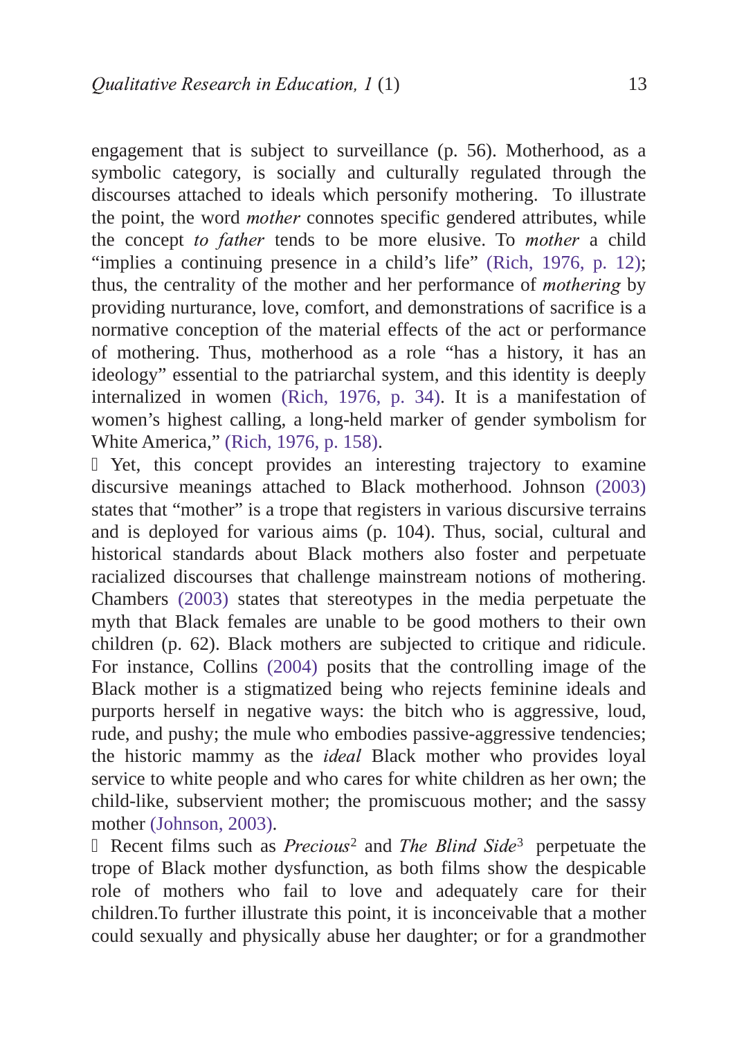engagement that is subject to surveillance (p. 56). Motherhood, as a symbolic category, is socially and culturally regulated through the discourses attached to ideals which personify mothering. To illustrate the point, the word *mother* connotes specific gendered attributes, while the concept *to father* tends to be more elusive. To *mother* a child "implies a continuing presence in a child's life" (Rich, 1976, p. 12); thus, the centrality of the mother and her performance of *mothering* by providing nurturance, love, comfort, and demonstrations of sacrifice is a normative conception of the material effects of the act or performance of mothering. Thus, motherhood as a role "has a history, it has an ideology" essential to the patriarchal system, and this identity is deeply internalized in women (Rich, 1976, p. 34). It is a manifestation of women's highest calling, a long-held marker of gender symbolism for White America," (Rich, 1976, p. 158).

Yet, this concept provides an interesting trajectory to examine discursive meanings attached to Black motherhood. Johnson (2003) states that "mother" is a trope that registers in various discursive terrains and is deployed for various aims (p. 104). Thus, social, cultural and historical standards about Black mothers also foster and perpetuate racialized discourses that challenge mainstream notions of mothering. Chambers (2003) states that stereotypes in the media perpetuate the myth that Black females are unable to be good mothers to their own children (p. 62). Black mothers are subjected to critique and ridicule. For instance, Collins (2004) posits that the controlling image of the Black mother is a stigmatized being who rejects feminine ideals and purports herself in negative ways: the bitch who is aggressive, loud, rude, and pushy; the mule who embodies passive-aggressive tendencies; the historic mammy as the *ideal* Black mother who provides loyal service to white people and who cares for white children as her own; the child-like, subservient mother; the promiscuous mother; and the sassy mother (Johnson, 2003).

Recent films such as *Precious*[2] and *The Blind Side*[3] perpetuate the trope of Black mother dysfunction, as both films show the despicable role of mothers who fail to love and adequately care for their children.To further illustrate this point, it is inconceivable that a mother could sexually and physically abuse her daughter; or for a grandmother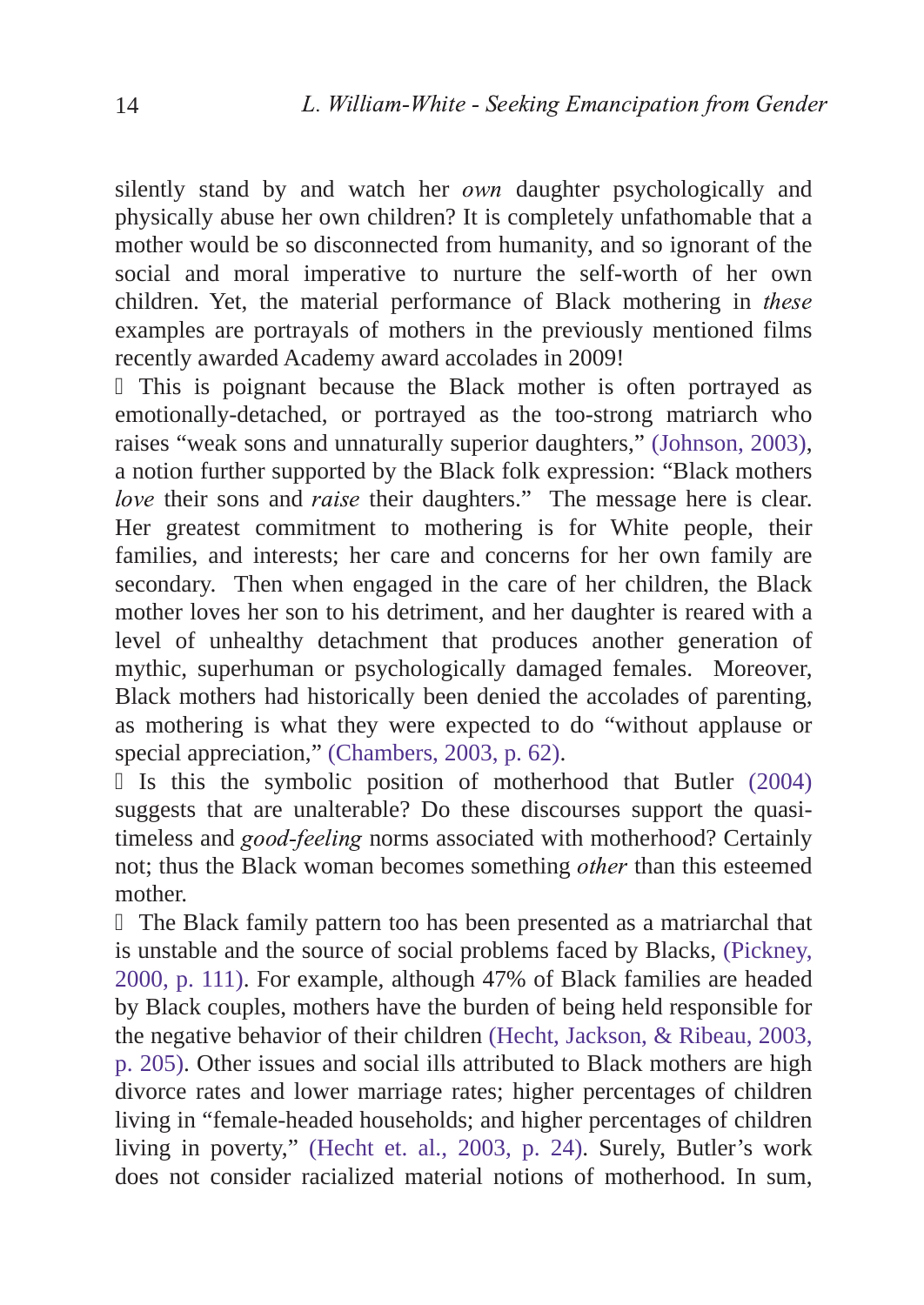silently stand by and watch her *own* daughter psychologically and physically abuse her own children? It is completely unfathomable that a mother would be so disconnected from humanity, and so ignorant of the social and moral imperative to nurture the self-worth of her own children. Yet, the material performance of Black mothering in *these* examples are portrayals of mothers in the previously mentioned films recently awarded Academy award accolades in 2009!

This is poignant because the Black mother is often portrayed as emotionally-detached, or portrayed as the too-strong matriarch who raises "weak sons and unnaturally superior daughters," (Johnson, 2003), a notion further supported by the Black folk expression: "Black mothers *love* their sons and *raise* their daughters." The message here is clear. Her greatest commitment to mothering is for White people, their families, and interests; her care and concerns for her own family are secondary. Then when engaged in the care of her children, the Black mother loves her son to his detriment, and her daughter is reared with a level of unhealthy detachment that produces another generation of mythic, superhuman or psychologically damaged females. Moreover, Black mothers had historically been denied the accolades of parenting, as mothering is what they were expected to do "without applause or special appreciation," (Chambers, 2003, p. 62).

Is this the symbolic position of motherhood that Butler (2004) suggests that are unalterable? Do these discourses support the quasi-timeless and *good-feeling* norms associated with motherhood? Certainly not; thus the Black woman becomes something *other* than this esteemed mother.

The Black family pattern too has been presented as a matriarchal that is unstable and the source of social problems faced by Blacks, (Pickney, 2000, p. 111). For example, although 47% of Black families are headed by Black couples, mothers have the burden of being held responsible for the negative behavior of their children (Hecht, Jackson, & Ribeau, 2003, p. 205). Other issues and social ills attributed to Black mothers are high divorce rates and lower marriage rates; higher percentages of children living in "female-headed households; and higher percentages of children living in poverty," (Hecht et. al., 2003, p. 24). Surely, Butler's work does not consider racialized material notions of motherhood. In sum,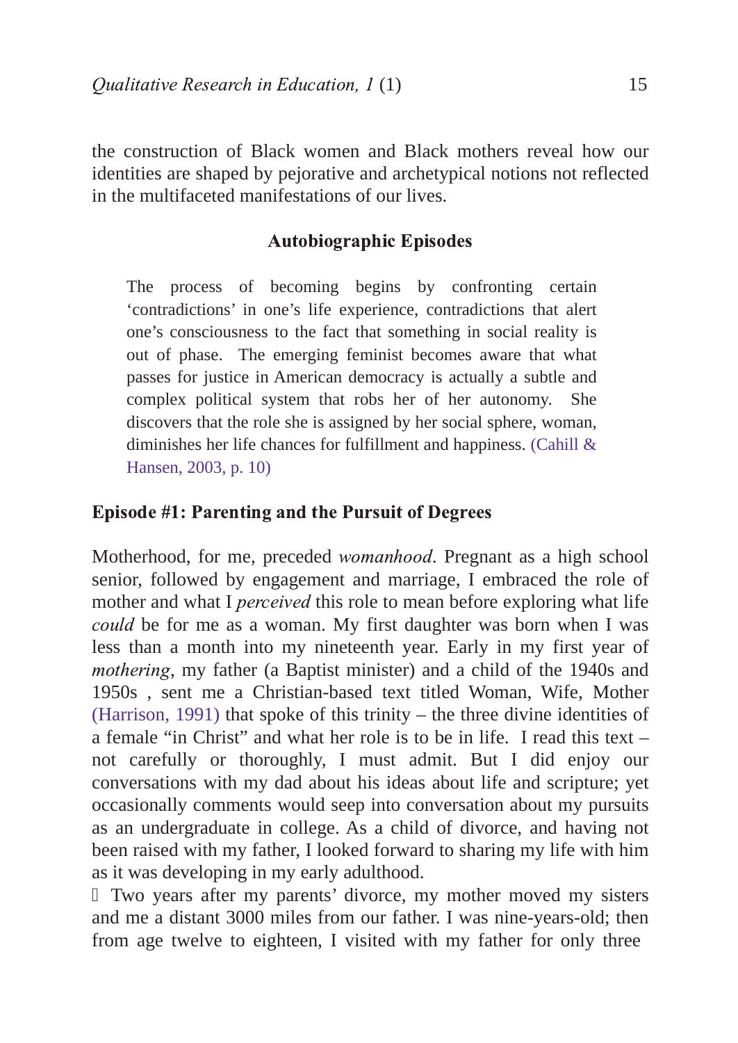the construction of Black women and Black mothers reveal how our identities are shaped by pejorative and archetypical notions not reflected in the multifaceted manifestations of our lives.

## Autobiographic Episodes

> The process of becoming begins by confronting certain 'contradictions' in one's life experience, contradictions that alert one's consciousness to the fact that something in social reality is out of phase. The emerging feminist becomes aware that what passes for justice in American democracy is actually a subtle and complex political system that robs her of her autonomy. She discovers that the role she is assigned by her social sphere, woman, diminishes her life chances for fulfillment and happiness. (Cahill & Hansen, 2003, p. 10)

### Episode #1: Parenting and the Pursuit of Degrees

Motherhood, for me, preceded *womanhood*. Pregnant as a high school senior, followed by engagement and marriage, I embraced the role of mother and what I *perceived* this role to mean before exploring what life *could* be for me as a woman. My first daughter was born when I was less than a month into my nineteenth year. Early in my first year of *mothering*, my father (a Baptist minister) and a child of the 1940s and 1950s , sent me a Christian-based text titled Woman, Wife, Mother (Harrison, 1991) that spoke of this trinity – the three divine identities of a female "in Christ" and what her role is to be in life. I read this text – not carefully or thoroughly, I must admit. But I did enjoy our conversations with my dad about his ideas about life and scripture; yet occasionally comments would seep into conversation about my pursuits as an undergraduate in college. As a child of divorce, and having not been raised with my father, I looked forward to sharing my life with him as it was developing in my early adulthood.

Two years after my parents' divorce, my mother moved my sisters and me a distant 3000 miles from our father. I was nine-years-old; then from age twelve to eighteen, I visited with my father for only three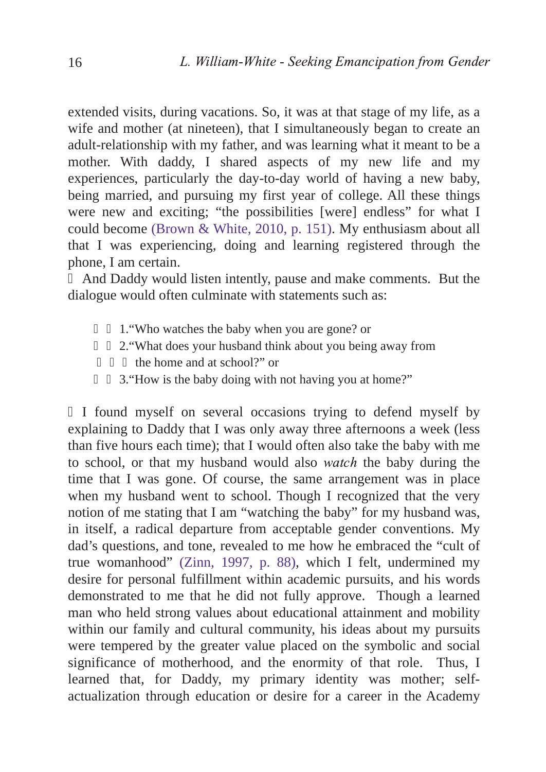extended visits, during vacations. So, it was at that stage of my life, as a wife and mother (at nineteen), that I simultaneously began to create an adult-relationship with my father, and was learning what it meant to be a mother. With daddy, I shared aspects of my new life and my experiences, particularly the day-to-day world of having a new baby, being married, and pursuing my first year of college. All these things were new and exciting; "the possibilities [were] endless" for what I could become (Brown & White, 2010, p. 151). My enthusiasm about all that I was experiencing, doing and learning registered through the phone, I am certain.

And Daddy would listen intently, pause and make comments. But the dialogue would often culminate with statements such as:

1. "Who watches the baby when you are gone? or
2. "What does your husband think about you being away from the home and at school?" or
3. "How is the baby doing with not having you at home?"

I found myself on several occasions trying to defend myself by explaining to Daddy that I was only away three afternoons a week (less than five hours each time); that I would often also take the baby with me to school, or that my husband would also *watch* the baby during the time that I was gone. Of course, the same arrangement was in place when my husband went to school. Though I recognized that the very notion of me stating that I am "watching the baby" for my husband was, in itself, a radical departure from acceptable gender conventions. My dad's questions, and tone, revealed to me how he embraced the "cult of true womanhood" (Zinn, 1997, p. 88), which I felt, undermined my desire for personal fulfillment within academic pursuits, and his words demonstrated to me that he did not fully approve. Though a learned man who held strong values about educational attainment and mobility within our family and cultural community, his ideas about my pursuits were tempered by the greater value placed on the symbolic and social significance of motherhood, and the enormity of that role. Thus, I learned that, for Daddy, my primary identity was mother; self-actualization through education or desire for a career in the Academy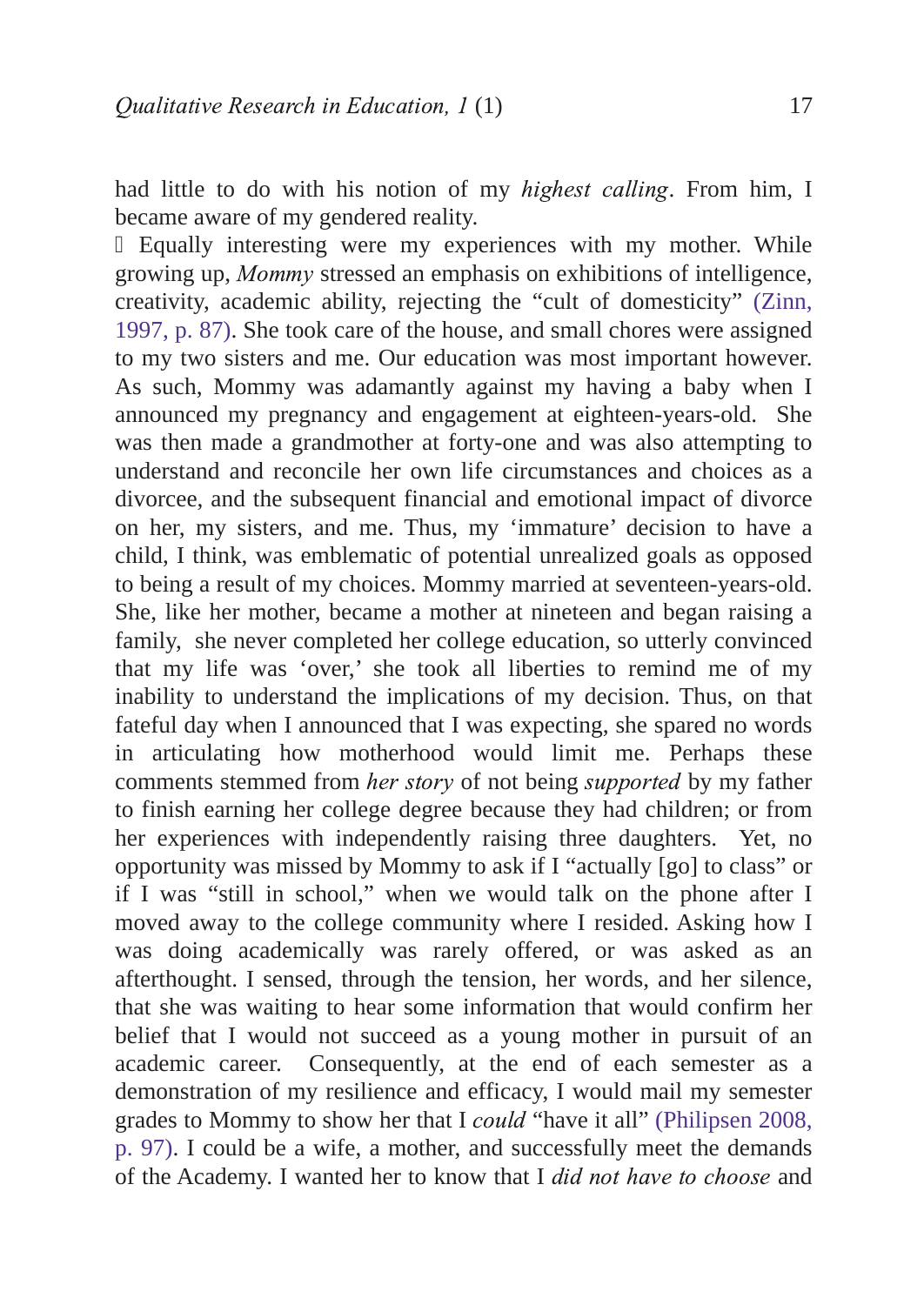had little to do with his notion of my *highest calling*. From him, I became aware of my gendered reality.

Equally interesting were my experiences with my mother. While growing up, *Mommy* stressed an emphasis on exhibitions of intelligence, creativity, academic ability, rejecting the "cult of domesticity" (Zinn, 1997, p. 87). She took care of the house, and small chores were assigned to my two sisters and me. Our education was most important however. As such, Mommy was adamantly against my having a baby when I announced my pregnancy and engagement at eighteen-years-old. She was then made a grandmother at forty-one and was also attempting to understand and reconcile her own life circumstances and choices as a divorcee, and the subsequent financial and emotional impact of divorce on her, my sisters, and me. Thus, my 'immature' decision to have a child, I think, was emblematic of potential unrealized goals as opposed to being a result of my choices. Mommy married at seventeen-years-old. She, like her mother, became a mother at nineteen and began raising a family, she never completed her college education, so utterly convinced that my life was 'over,' she took all liberties to remind me of my inability to understand the implications of my decision. Thus, on that fateful day when I announced that I was expecting, she spared no words in articulating how motherhood would limit me. Perhaps these comments stemmed from *her story* of not being *supported* by my father to finish earning her college degree because they had children; or from her experiences with independently raising three daughters. Yet, no opportunity was missed by Mommy to ask if I "actually [go] to class" or if I was "still in school," when we would talk on the phone after I moved away to the college community where I resided. Asking how I was doing academically was rarely offered, or was asked as an afterthought. I sensed, through the tension, her words, and her silence, that she was waiting to hear some information that would confirm her belief that I would not succeed as a young mother in pursuit of an academic career. Consequently, at the end of each semester as a demonstration of my resilience and efficacy, I would mail my semester grades to Mommy to show her that I *could* "have it all" (Philipsen 2008, p. 97). I could be a wife, a mother, and successfully meet the demands of the Academy. I wanted her to know that I *did not have to choose* and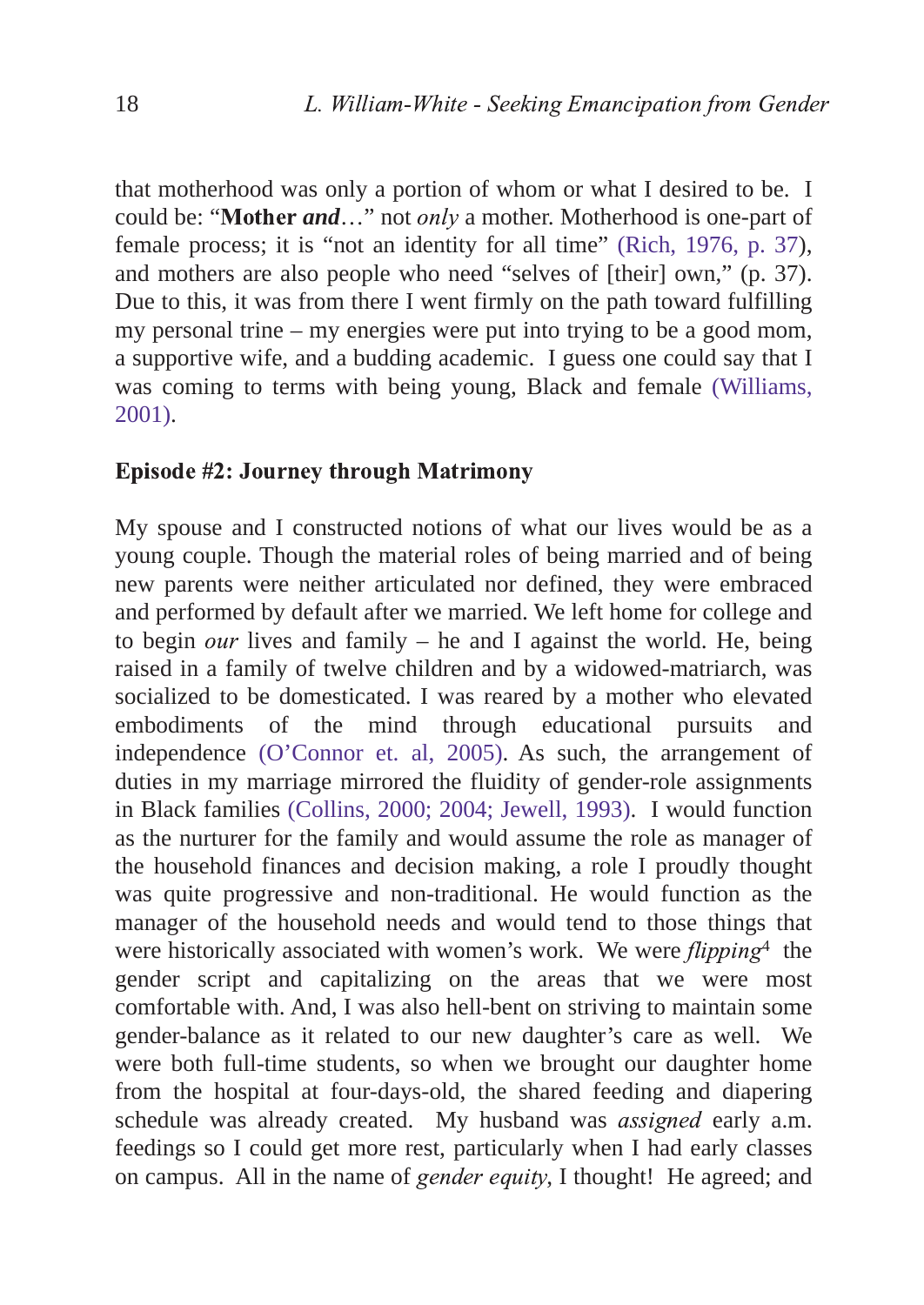that motherhood was only a portion of whom or what I desired to be. I could be: "**Mother *and***…" not *only* a mother. Motherhood is one-part of female process; it is "not an identity for all time" (Rich, 1976, p. 37), and mothers are also people who need "selves of [their] own," (p. 37). Due to this, it was from there I went firmly on the path toward fulfilling my personal trine – my energies were put into trying to be a good mom, a supportive wife, and a budding academic. I guess one could say that I was coming to terms with being young, Black and female (Williams, 2001).

**Episode #2: Journey through Matrimony**

My spouse and I constructed notions of what our lives would be as a young couple. Though the material roles of being married and of being new parents were neither articulated nor defined, they were embraced and performed by default after we married. We left home for college and to begin *our* lives and family – he and I against the world. He, being raised in a family of twelve children and by a widowed-matriarch, was socialized to be domesticated. I was reared by a mother who elevated embodiments of the mind through educational pursuits and independence (O'Connor et. al, 2005). As such, the arrangement of duties in my marriage mirrored the fluidity of gender-role assignments in Black families (Collins, 2000; 2004; Jewell, 1993). I would function as the nurturer for the family and would assume the role as manager of the household finances and decision making, a role I proudly thought was quite progressive and non-traditional. He would function as the manager of the household needs and would tend to those things that were historically associated with women's work. We were *flipping*[4] the gender script and capitalizing on the areas that we were most comfortable with. And, I was also hell-bent on striving to maintain some gender-balance as it related to our new daughter's care as well. We were both full-time students, so when we brought our daughter home from the hospital at four-days-old, the shared feeding and diapering schedule was already created. My husband was *assigned* early a.m. feedings so I could get more rest, particularly when I had early classes on campus. All in the name of *gender equity*, I thought! He agreed; and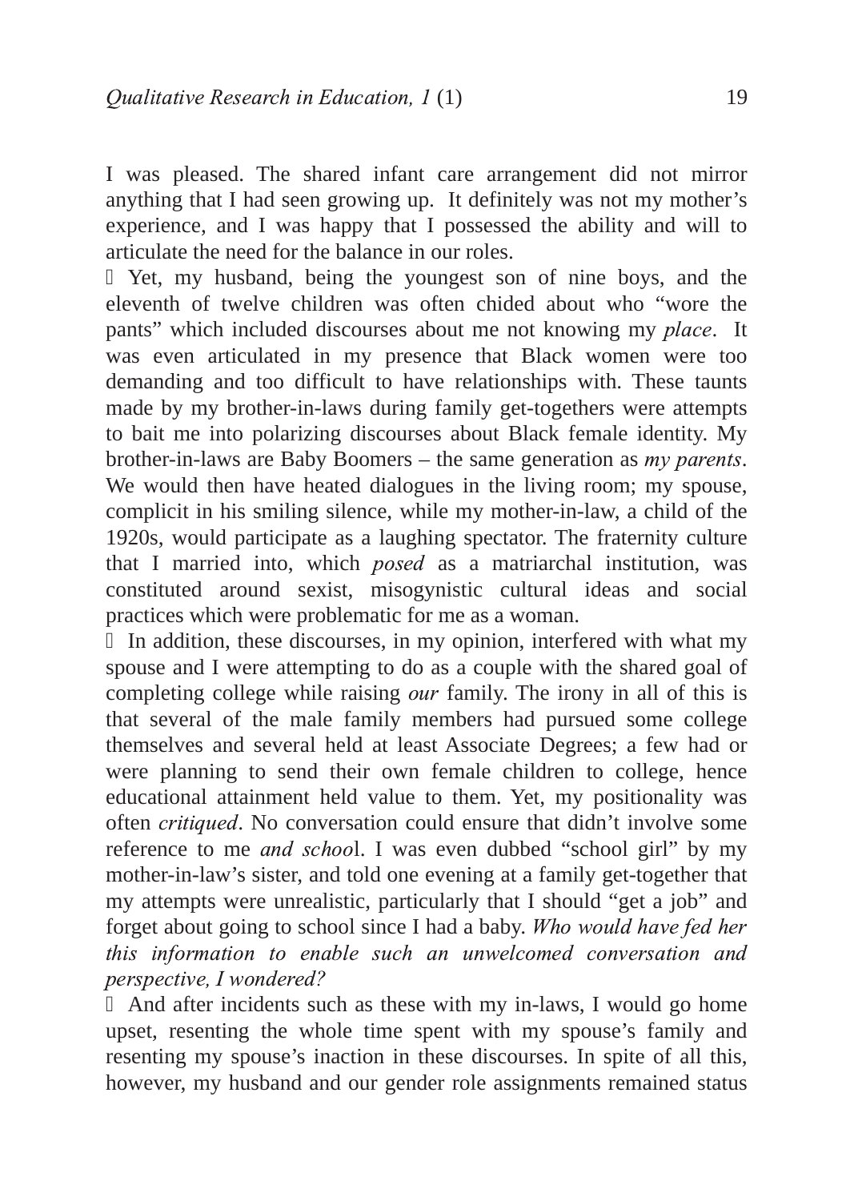I was pleased. The shared infant care arrangement did not mirror anything that I had seen growing up. It definitely was not my mother's experience, and I was happy that I possessed the ability and will to articulate the need for the balance in our roles.

Yet, my husband, being the youngest son of nine boys, and the eleventh of twelve children was often chided about who "wore the pants" which included discourses about me not knowing my *place*. It was even articulated in my presence that Black women were too demanding and too difficult to have relationships with. These taunts made by my brother-in-laws during family get-togethers were attempts to bait me into polarizing discourses about Black female identity. My brother-in-laws are Baby Boomers – the same generation as *my parents*. We would then have heated dialogues in the living room; my spouse, complicit in his smiling silence, while my mother-in-law, a child of the 1920s, would participate as a laughing spectator. The fraternity culture that I married into, which *posed* as a matriarchal institution, was constituted around sexist, misogynistic cultural ideas and social practices which were problematic for me as a woman.

In addition, these discourses, in my opinion, interfered with what my spouse and I were attempting to do as a couple with the shared goal of completing college while raising *our* family. The irony in all of this is that several of the male family members had pursued some college themselves and several held at least Associate Degrees; a few had or were planning to send their own female children to college, hence educational attainment held value to them. Yet, my positionality was often *critiqued*. No conversation could ensure that didn't involve some reference to me *and school*. I was even dubbed "school girl" by my mother-in-law's sister, and told one evening at a family get-together that my attempts were unrealistic, particularly that I should "get a job" and forget about going to school since I had a baby. *Who would have fed her this information to enable such an unwelcomed conversation and perspective, I wondered?*

And after incidents such as these with my in-laws, I would go home upset, resenting the whole time spent with my spouse's family and resenting my spouse's inaction in these discourses. In spite of all this, however, my husband and our gender role assignments remained status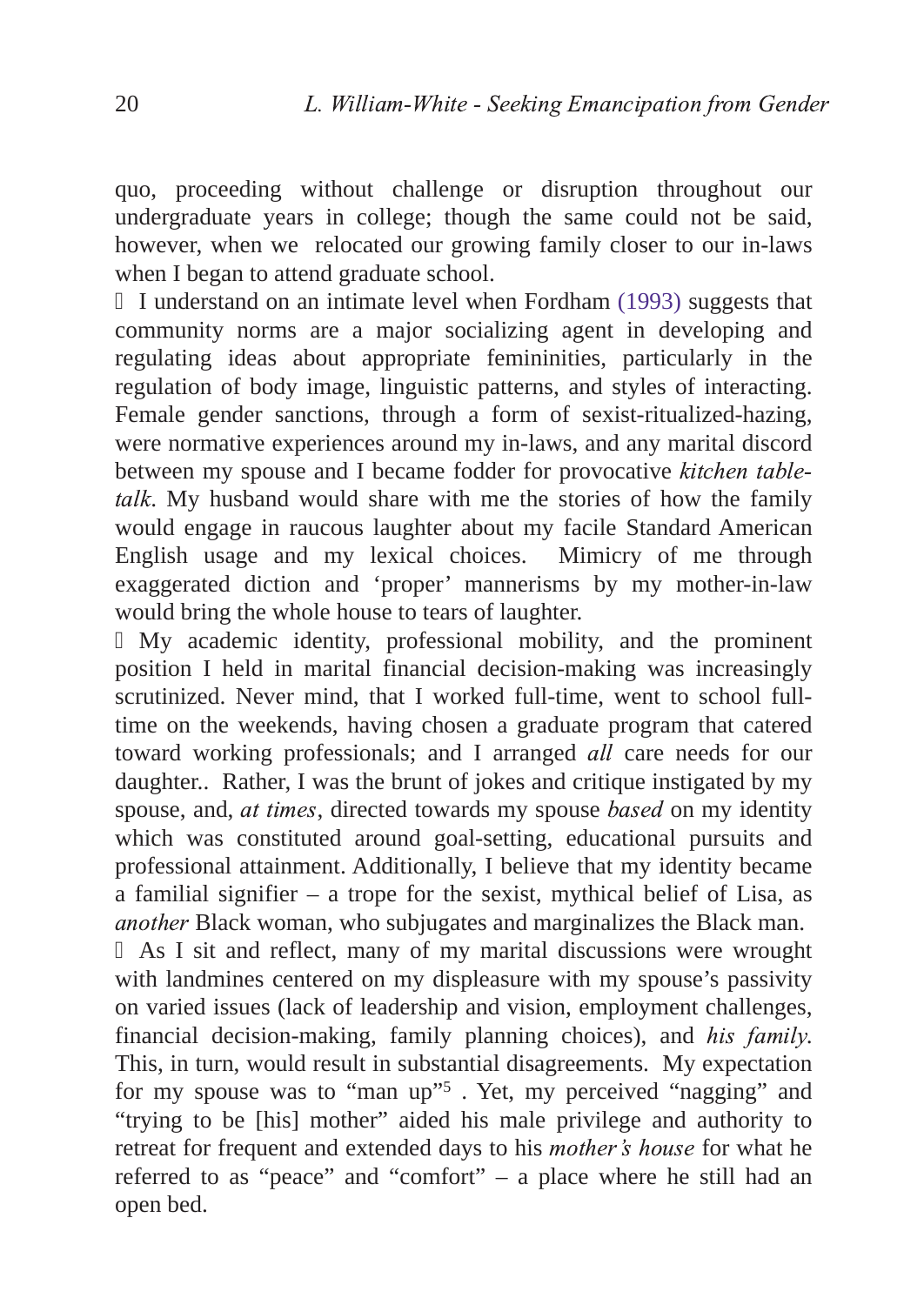quo, proceeding without challenge or disruption throughout our undergraduate years in college; though the same could not be said, however, when we relocated our growing family closer to our in-laws when I began to attend graduate school.

I understand on an intimate level when Fordham (1993) suggests that community norms are a major socializing agent in developing and regulating ideas about appropriate femininities, particularly in the regulation of body image, linguistic patterns, and styles of interacting. Female gender sanctions, through a form of sexist-ritualized-hazing, were normative experiences around my in-laws, and any marital discord between my spouse and I became fodder for provocative *kitchen table-talk*. My husband would share with me the stories of how the family would engage in raucous laughter about my facile Standard American English usage and my lexical choices. Mimicry of me through exaggerated diction and 'proper' mannerisms by my mother-in-law would bring the whole house to tears of laughter.

My academic identity, professional mobility, and the prominent position I held in marital financial decision-making was increasingly scrutinized. Never mind, that I worked full-time, went to school full-time on the weekends, having chosen a graduate program that catered toward working professionals; and I arranged *all* care needs for our daughter.. Rather, I was the brunt of jokes and critique instigated by my spouse, and, *at times*, directed towards my spouse *based* on my identity which was constituted around goal-setting, educational pursuits and professional attainment. Additionally, I believe that my identity became a familial signifier – a trope for the sexist, mythical belief of Lisa, as *another* Black woman, who subjugates and marginalizes the Black man.

As I sit and reflect, many of my marital discussions were wrought with landmines centered on my displeasure with my spouse's passivity on varied issues (lack of leadership and vision, employment challenges, financial decision-making, family planning choices), and *his family*. This, in turn, would result in substantial disagreements. My expectation for my spouse was to "man up"[5] . Yet, my perceived "nagging" and "trying to be [his] mother" aided his male privilege and authority to retreat for frequent and extended days to his *mother's house* for what he referred to as "peace" and "comfort" – a place where he still had an open bed.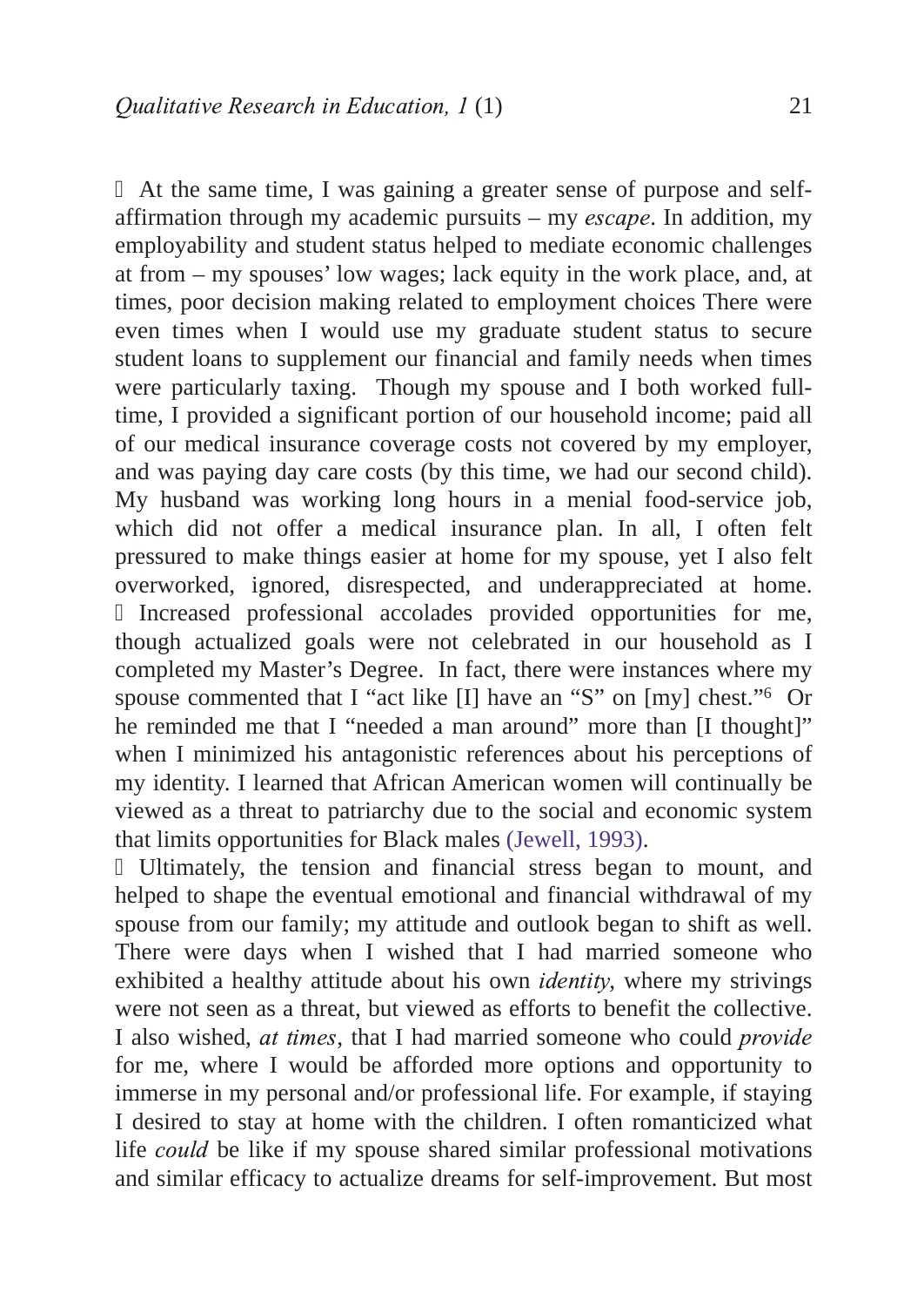At the same time, I was gaining a greater sense of purpose and self-affirmation through my academic pursuits – my *escape*. In addition, my employability and student status helped to mediate economic challenges at from – my spouses' low wages; lack equity in the work place, and, at times, poor decision making related to employment choices There were even times when I would use my graduate student status to secure student loans to supplement our financial and family needs when times were particularly taxing. Though my spouse and I both worked full-time, I provided a significant portion of our household income; paid all of our medical insurance coverage costs not covered by my employer, and was paying day care costs (by this time, we had our second child). My husband was working long hours in a menial food-service job, which did not offer a medical insurance plan. In all, I often felt pressured to make things easier at home for my spouse, yet I also felt overworked, ignored, disrespected, and underappreciated at home.

Increased professional accolades provided opportunities for me, though actualized goals were not celebrated in our household as I completed my Master's Degree. In fact, there were instances where my spouse commented that I "act like [I] have an "S" on [my] chest."[6] Or he reminded me that I "needed a man around" more than [I thought]" when I minimized his antagonistic references about his perceptions of my identity. I learned that African American women will continually be viewed as a threat to patriarchy due to the social and economic system that limits opportunities for Black males (Jewell, 1993).

Ultimately, the tension and financial stress began to mount, and helped to shape the eventual emotional and financial withdrawal of my spouse from our family; my attitude and outlook began to shift as well. There were days when I wished that I had married someone who exhibited a healthy attitude about his own *identity*, where my strivings were not seen as a threat, but viewed as efforts to benefit the collective. I also wished, *at times*, that I had married someone who could *provide* for me, where I would be afforded more options and opportunity to immerse in my personal and/or professional life. For example, if staying I desired to stay at home with the children. I often romanticized what life *could* be like if my spouse shared similar professional motivations and similar efficacy to actualize dreams for self-improvement. But most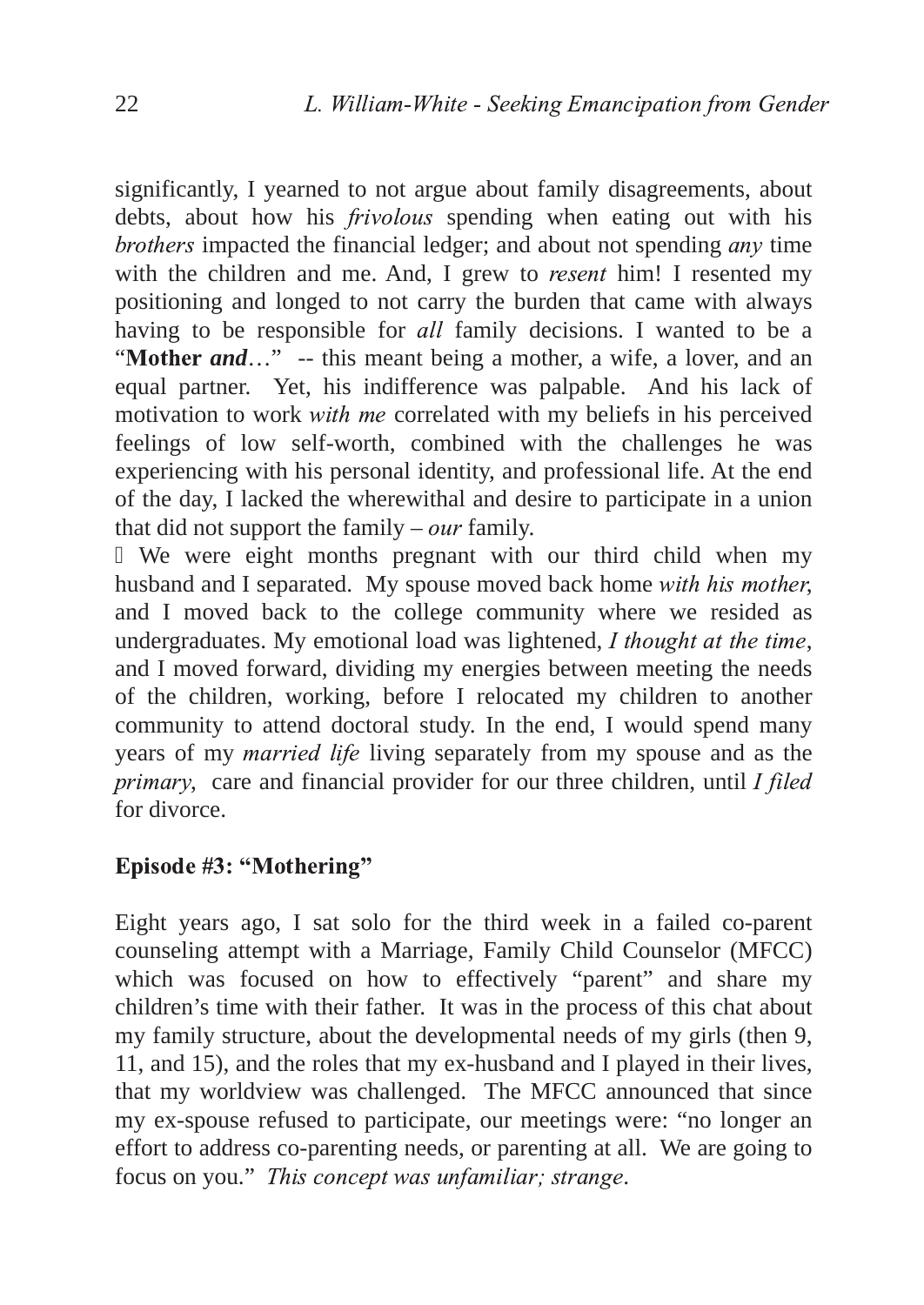significantly, I yearned to not argue about family disagreements, about debts, about how his *frivolous* spending when eating out with his *brothers* impacted the financial ledger; and about not spending *any* time with the children and me. And, I grew to *resent* him! I resented my positioning and longed to not carry the burden that came with always having to be responsible for *all* family decisions. I wanted to be a "**Mother *and***…" -- this meant being a mother, a wife, a lover, and an equal partner. Yet, his indifference was palpable. And his lack of motivation to work *with me* correlated with my beliefs in his perceived feelings of low self-worth, combined with the challenges he was experiencing with his personal identity, and professional life. At the end of the day, I lacked the wherewithal and desire to participate in a union that did not support the family – *our* family.

 We were eight months pregnant with our third child when my husband and I separated. My spouse moved back home *with his mother*, and I moved back to the college community where we resided as undergraduates. My emotional load was lightened, *I thought at the time*, and I moved forward, dividing my energies between meeting the needs of the children, working, before I relocated my children to another community to attend doctoral study. In the end, I would spend many years of my *married life* living separately from my spouse and as the *primary*, care and financial provider for our three children, until *I filed* for divorce.

**Episode #3: "Mothering"**

Eight years ago, I sat solo for the third week in a failed co-parent counseling attempt with a Marriage, Family Child Counselor (MFCC) which was focused on how to effectively "parent" and share my children's time with their father. It was in the process of this chat about my family structure, about the developmental needs of my girls (then 9, 11, and 15), and the roles that my ex-husband and I played in their lives, that my worldview was challenged. The MFCC announced that since my ex-spouse refused to participate, our meetings were: "no longer an effort to address co-parenting needs, or parenting at all. We are going to focus on you." *This concept was unfamiliar; strange*.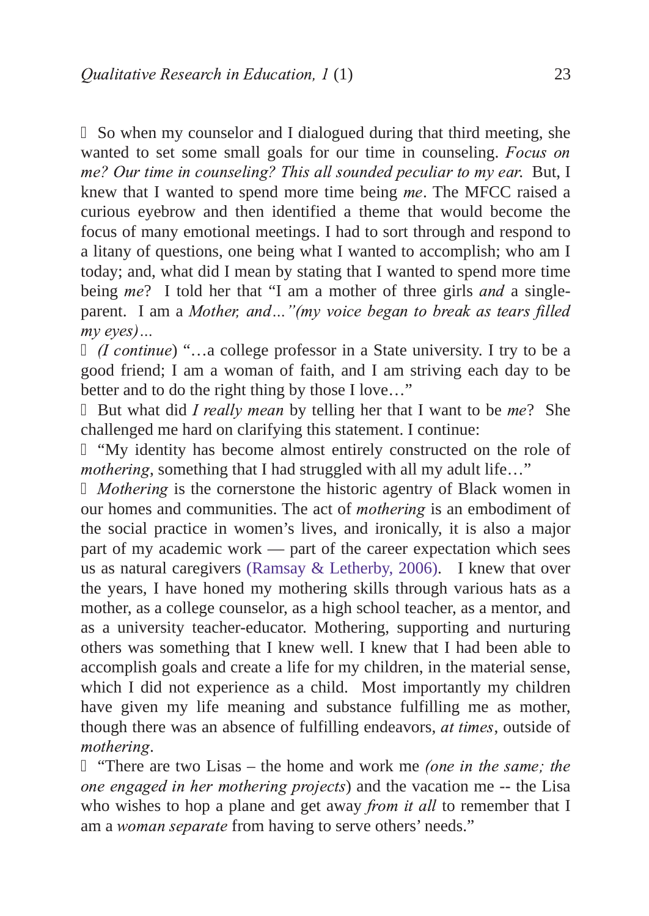So when my counselor and I dialogued during that third meeting, she wanted to set some small goals for our time in counseling. *Focus on me? Our time in counseling? This all sounded peculiar to my ear.* But, I knew that I wanted to spend more time being *me*. The MFCC raised a curious eyebrow and then identified a theme that would become the focus of many emotional meetings. I had to sort through and respond to a litany of questions, one being what I wanted to accomplish; who am I today; and, what did I mean by stating that I wanted to spend more time being *me*? I told her that "I am a mother of three girls *and* a single-parent. I am a *Mother, and…"(my voice began to break as tears filled my eyes)…*

*(I continue*) "…a college professor in a State university. I try to be a good friend; I am a woman of faith, and I am striving each day to be better and to do the right thing by those I love…"

But what did *I really mean* by telling her that I want to be *me*? She challenged me hard on clarifying this statement. I continue:

"My identity has become almost entirely constructed on the role of *mothering*, something that I had struggled with all my adult life…"

*Mothering* is the cornerstone the historic agentry of Black women in our homes and communities. The act of *mothering* is an embodiment of the social practice in women's lives, and ironically, it is also a major part of my academic work — part of the career expectation which sees us as natural caregivers (Ramsay & Letherby, 2006). I knew that over the years, I have honed my mothering skills through various hats as a mother, as a college counselor, as a high school teacher, as a mentor, and as a university teacher-educator. Mothering, supporting and nurturing others was something that I knew well. I knew that I had been able to accomplish goals and create a life for my children, in the material sense, which I did not experience as a child. Most importantly my children have given my life meaning and substance fulfilling me as mother, though there was an absence of fulfilling endeavors, *at times*, outside of *mothering*.

"There are two Lisas – the home and work me *(one in the same; the one engaged in her mothering projects*) and the vacation me -- the Lisa who wishes to hop a plane and get away *from it all* to remember that I am a *woman separate* from having to serve others' needs."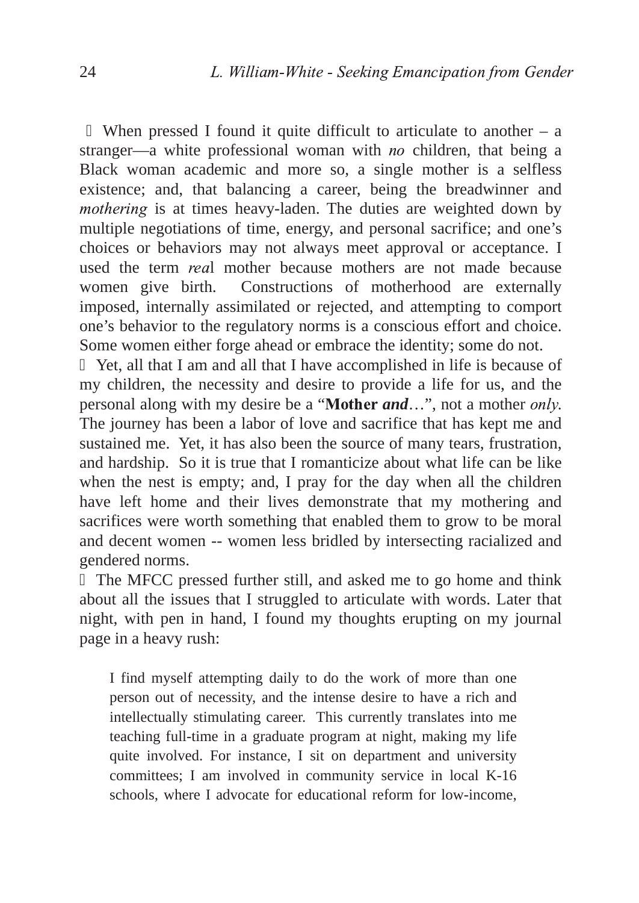When pressed I found it quite difficult to articulate to another – a stranger—a white professional woman with *no* children, that being a Black woman academic and more so, a single mother is a selfless existence; and, that balancing a career, being the breadwinner and *mothering* is at times heavy-laden. The duties are weighted down by multiple negotiations of time, energy, and personal sacrifice; and one's choices or behaviors may not always meet approval or acceptance. I used the term *rea*l mother because mothers are not made because women give birth. Constructions of motherhood are externally imposed, internally assimilated or rejected, and attempting to comport one's behavior to the regulatory norms is a conscious effort and choice. Some women either forge ahead or embrace the identity; some do not.

Yet, all that I am and all that I have accomplished in life is because of my children, the necessity and desire to provide a life for us, and the personal along with my desire be a "**Mother *and***…", not a mother *only.* The journey has been a labor of love and sacrifice that has kept me and sustained me. Yet, it has also been the source of many tears, frustration, and hardship. So it is true that I romanticize about what life can be like when the nest is empty; and, I pray for the day when all the children have left home and their lives demonstrate that my mothering and sacrifices were worth something that enabled them to grow to be moral and decent women -- women less bridled by intersecting racialized and gendered norms.

The MFCC pressed further still, and asked me to go home and think about all the issues that I struggled to articulate with words. Later that night, with pen in hand, I found my thoughts erupting on my journal page in a heavy rush:

> I find myself attempting daily to do the work of more than one person out of necessity, and the intense desire to have a rich and intellectually stimulating career. This currently translates into me teaching full-time in a graduate program at night, making my life quite involved. For instance, I sit on department and university committees; I am involved in community service in local K-16 schools, where I advocate for educational reform for low-income,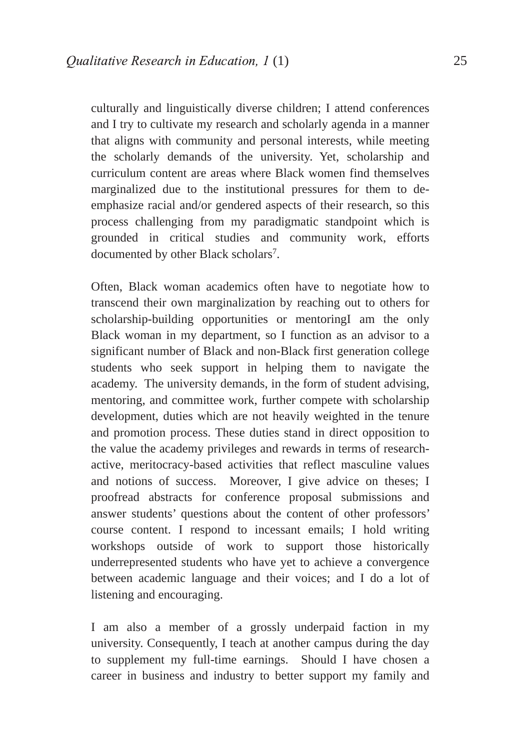culturally and linguistically diverse children; I attend conferences and I try to cultivate my research and scholarly agenda in a manner that aligns with community and personal interests, while meeting the scholarly demands of the university. Yet, scholarship and curriculum content are areas where Black women find themselves marginalized due to the institutional pressures for them to de-emphasize racial and/or gendered aspects of their research, so this process challenging from my paradigmatic standpoint which is grounded in critical studies and community work, efforts documented by other Black scholars[7].

Often, Black woman academics often have to negotiate how to transcend their own marginalization by reaching out to others for scholarship-building opportunities or mentoringI am the only Black woman in my department, so I function as an advisor to a significant number of Black and non-Black first generation college students who seek support in helping them to navigate the academy. The university demands, in the form of student advising, mentoring, and committee work, further compete with scholarship development, duties which are not heavily weighted in the tenure and promotion process. These duties stand in direct opposition to the value the academy privileges and rewards in terms of research-active, meritocracy-based activities that reflect masculine values and notions of success. Moreover, I give advice on theses; I proofread abstracts for conference proposal submissions and answer students' questions about the content of other professors' course content. I respond to incessant emails; I hold writing workshops outside of work to support those historically underrepresented students who have yet to achieve a convergence between academic language and their voices; and I do a lot of listening and encouraging.

I am also a member of a grossly underpaid faction in my university. Consequently, I teach at another campus during the day to supplement my full-time earnings. Should I have chosen a career in business and industry to better support my family and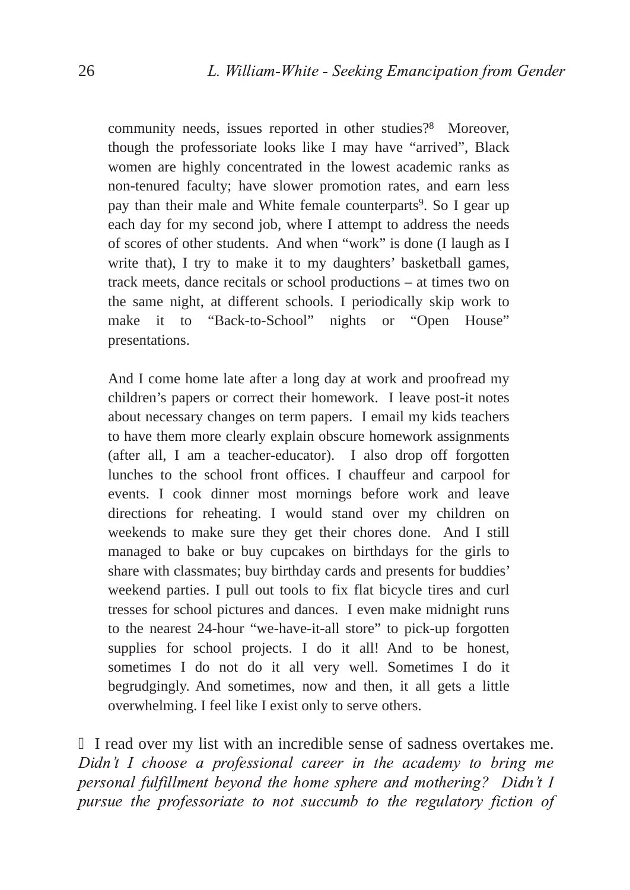community needs, issues reported in other studies?[8] Moreover, though the professoriate looks like I may have "arrived", Black women are highly concentrated in the lowest academic ranks as non-tenured faculty; have slower promotion rates, and earn less pay than their male and White female counterparts[9]. So I gear up each day for my second job, where I attempt to address the needs of scores of other students. And when "work" is done (I laugh as I write that), I try to make it to my daughters' basketball games, track meets, dance recitals or school productions – at times two on the same night, at different schools. I periodically skip work to make it to "Back-to-School" nights or "Open House" presentations.

And I come home late after a long day at work and proofread my children's papers or correct their homework. I leave post-it notes about necessary changes on term papers. I email my kids teachers to have them more clearly explain obscure homework assignments (after all, I am a teacher-educator). I also drop off forgotten lunches to the school front offices. I chauffeur and carpool for events. I cook dinner most mornings before work and leave directions for reheating. I would stand over my children on weekends to make sure they get their chores done. And I still managed to bake or buy cupcakes on birthdays for the girls to share with classmates; buy birthday cards and presents for buddies' weekend parties. I pull out tools to fix flat bicycle tires and curl tresses for school pictures and dances. I even make midnight runs to the nearest 24-hour "we-have-it-all store" to pick-up forgotten supplies for school projects. I do it all! And to be honest, sometimes I do not do it all very well. Sometimes I do it begrudgingly. And sometimes, now and then, it all gets a little overwhelming. I feel like I exist only to serve others.

I read over my list with an incredible sense of sadness overtakes me. *Didn't I choose a professional career in the academy to bring me personal fulfillment beyond the home sphere and mothering? Didn't I pursue the professoriate to not succumb to the regulatory fiction of*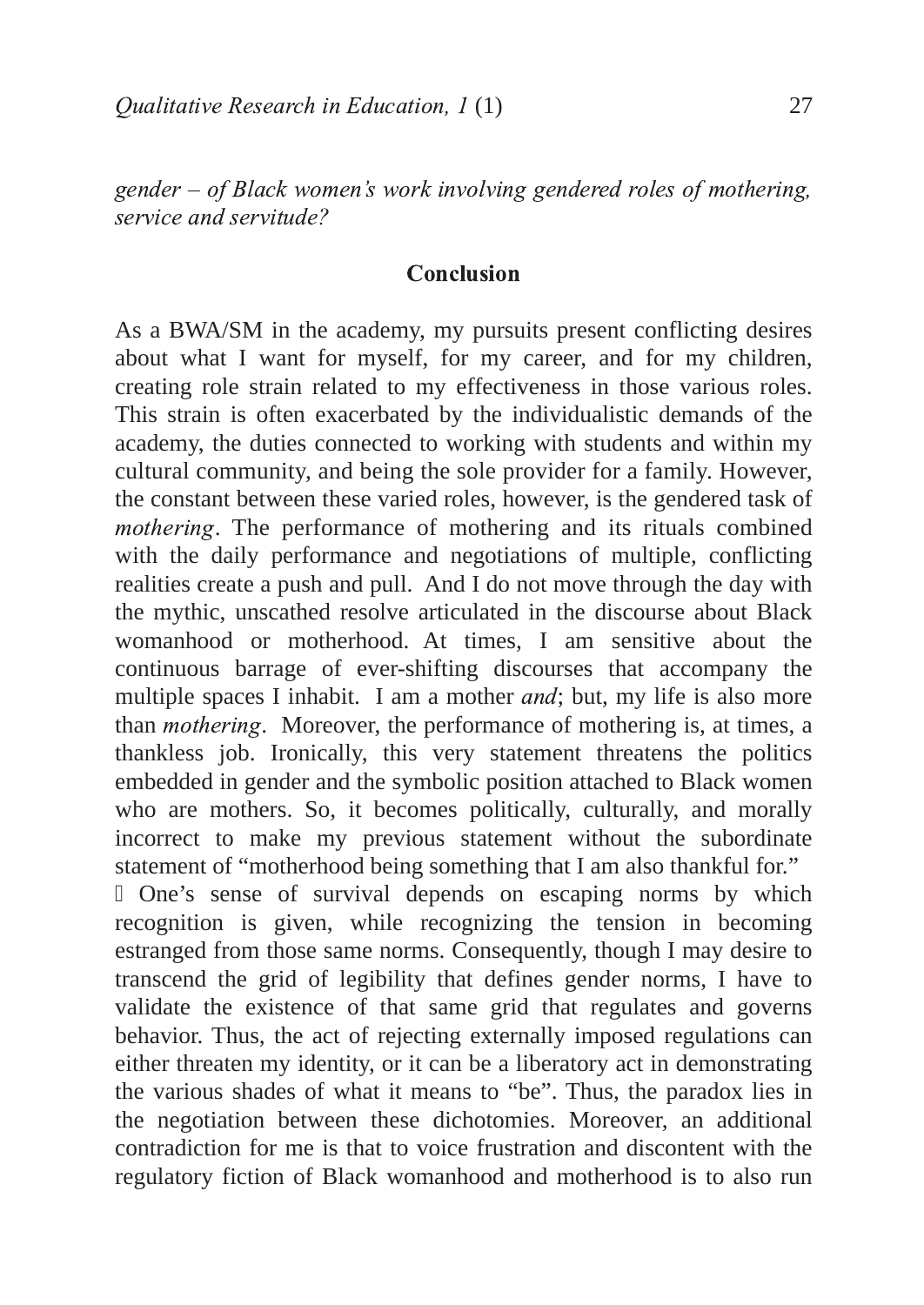*gender – of Black women's work involving gendered roles of mothering, service and servitude?*

## Conclusion

As a BWA/SM in the academy, my pursuits present conflicting desires about what I want for myself, for my career, and for my children, creating role strain related to my effectiveness in those various roles. This strain is often exacerbated by the individualistic demands of the academy, the duties connected to working with students and within my cultural community, and being the sole provider for a family. However, the constant between these varied roles, however, is the gendered task of *mothering*. The performance of mothering and its rituals combined with the daily performance and negotiations of multiple, conflicting realities create a push and pull. And I do not move through the day with the mythic, unscathed resolve articulated in the discourse about Black womanhood or motherhood. At times, I am sensitive about the continuous barrage of ever-shifting discourses that accompany the multiple spaces I inhabit. I am a mother *and*; but, my life is also more than *mothering*. Moreover, the performance of mothering is, at times, a thankless job. Ironically, this very statement threatens the politics embedded in gender and the symbolic position attached to Black women who are mothers. So, it becomes politically, culturally, and morally incorrect to make my previous statement without the subordinate statement of "motherhood being something that I am also thankful for."

One's sense of survival depends on escaping norms by which recognition is given, while recognizing the tension in becoming estranged from those same norms. Consequently, though I may desire to transcend the grid of legibility that defines gender norms, I have to validate the existence of that same grid that regulates and governs behavior. Thus, the act of rejecting externally imposed regulations can either threaten my identity, or it can be a liberatory act in demonstrating the various shades of what it means to "be". Thus, the paradox lies in the negotiation between these dichotomies. Moreover, an additional contradiction for me is that to voice frustration and discontent with the regulatory fiction of Black womanhood and motherhood is to also run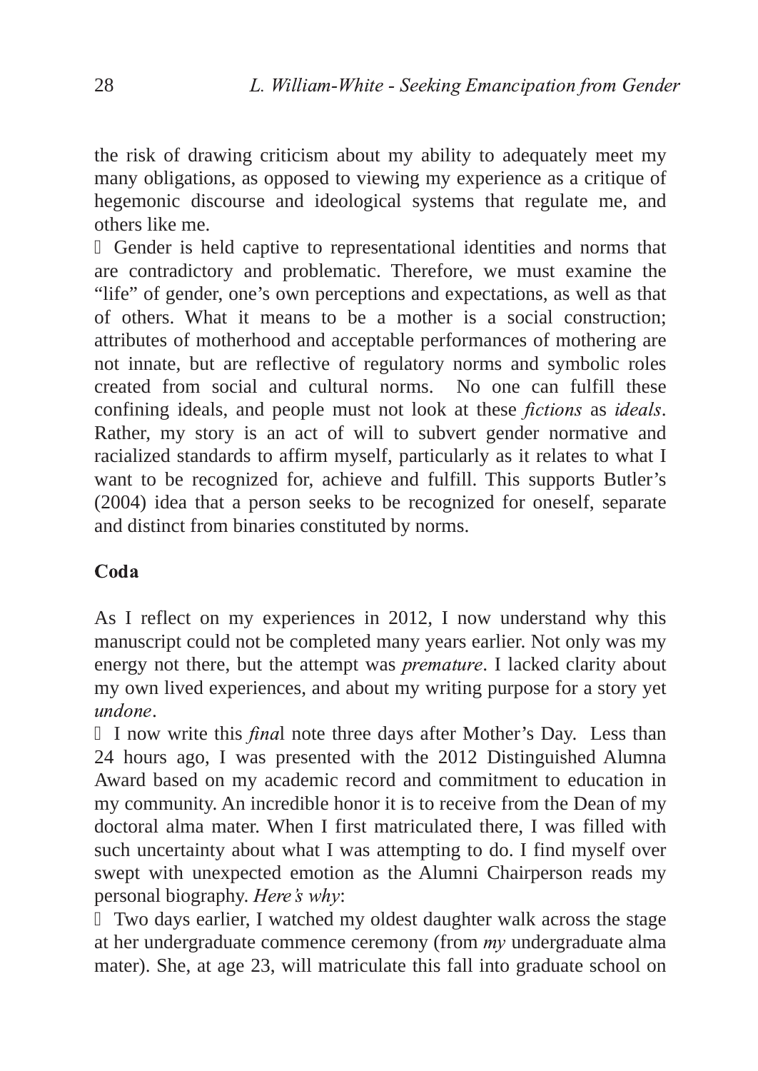the risk of drawing criticism about my ability to adequately meet my many obligations, as opposed to viewing my experience as a critique of hegemonic discourse and ideological systems that regulate me, and others like me.

Gender is held captive to representational identities and norms that are contradictory and problematic. Therefore, we must examine the "life" of gender, one's own perceptions and expectations, as well as that of others. What it means to be a mother is a social construction; attributes of motherhood and acceptable performances of mothering are not innate, but are reflective of regulatory norms and symbolic roles created from social and cultural norms. No one can fulfill these confining ideals, and people must not look at these *fictions* as *ideals*. Rather, my story is an act of will to subvert gender normative and racialized standards to affirm myself, particularly as it relates to what I want to be recognized for, achieve and fulfill. This supports Butler's (2004) idea that a person seeks to be recognized for oneself, separate and distinct from binaries constituted by norms.

## Coda

As I reflect on my experiences in 2012, I now understand why this manuscript could not be completed many years earlier. Not only was my energy not there, but the attempt was *premature*. I lacked clarity about my own lived experiences, and about my writing purpose for a story yet *undone*.

I now write this *fina*l note three days after Mother's Day. Less than 24 hours ago, I was presented with the 2012 Distinguished Alumna Award based on my academic record and commitment to education in my community. An incredible honor it is to receive from the Dean of my doctoral alma mater. When I first matriculated there, I was filled with such uncertainty about what I was attempting to do. I find myself over swept with unexpected emotion as the Alumni Chairperson reads my personal biography. *Here's why*:

Two days earlier, I watched my oldest daughter walk across the stage at her undergraduate commence ceremony (from *my* undergraduate alma mater). She, at age 23, will matriculate this fall into graduate school on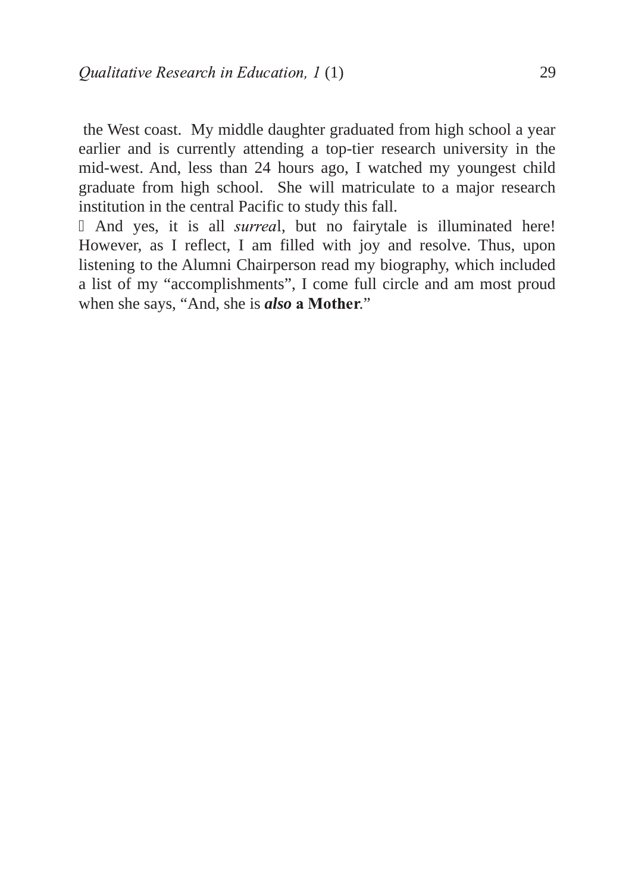the West coast. My middle daughter graduated from high school a year earlier and is currently attending a top-tier research university in the mid-west. And, less than 24 hours ago, I watched my youngest child graduate from high school. She will matriculate to a major research institution in the central Pacific to study this fall.

 And yes, it is all *surreal*, but no fairytale is illuminated here! However, as I reflect, I am filled with joy and resolve. Thus, upon listening to the Alumni Chairperson read my biography, which included a list of my "accomplishments", I come full circle and am most proud when she says, "And, she is ***also*** **a Mother**."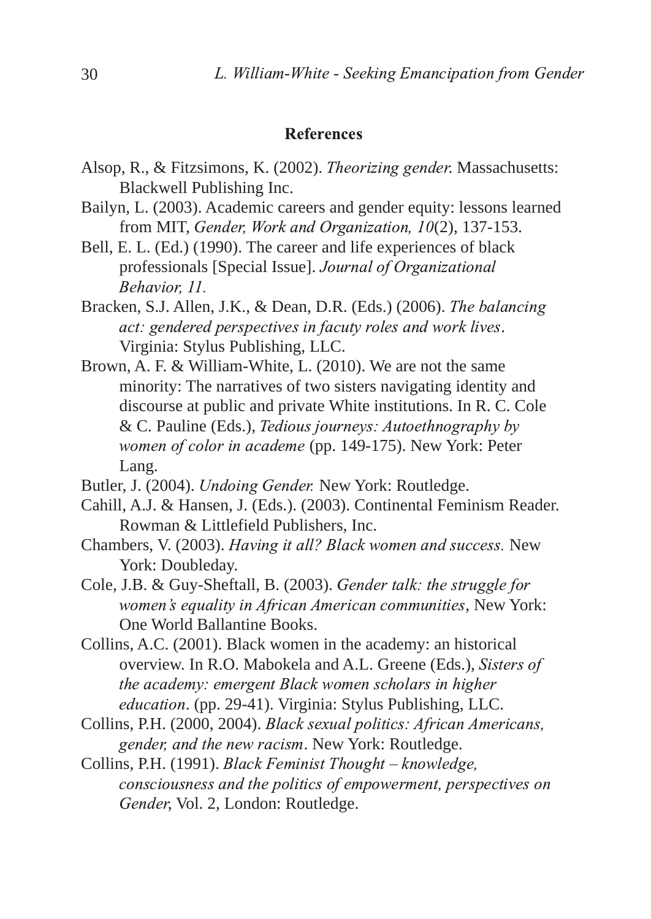## References

Alsop, R., & Fitzsimons, K. (2002). *Theorizing gender.* Massachusetts: Blackwell Publishing Inc.

Bailyn, L. (2003). Academic careers and gender equity: lessons learned from MIT, *Gender, Work and Organization, 10*(2), 137-153.

Bell, E. L. (Ed.) (1990). The career and life experiences of black professionals [Special Issue]. *Journal of Organizational Behavior, 11.*

Bracken, S.J. Allen, J.K., & Dean, D.R. (Eds.) (2006). *The balancing act: gendered perspectives in facuty roles and work lives*. Virginia: Stylus Publishing, LLC.

Brown, A. F. & William-White, L. (2010). We are not the same minority: The narratives of two sisters navigating identity and discourse at public and private White institutions. In R. C. Cole & C. Pauline (Eds.), *Tedious journeys: Autoethnography by women of color in academe* (pp. 149-175). New York: Peter Lang.

Butler, J. (2004). *Undoing Gender.* New York: Routledge.

Cahill, A.J. & Hansen, J. (Eds.). (2003). Continental Feminism Reader. Rowman & Littlefield Publishers, Inc.

Chambers, V. (2003). *Having it all? Black women and success.* New York: Doubleday.

Cole, J.B. & Guy-Sheftall, B. (2003). *Gender talk: the struggle for women's equality in African American communities*, New York: One World Ballantine Books.

Collins, A.C. (2001). Black women in the academy: an historical overview. In R.O. Mabokela and A.L. Greene (Eds.), *Sisters of the academy: emergent Black women scholars in higher education*. (pp. 29-41). Virginia: Stylus Publishing, LLC.

Collins, P.H. (2000, 2004). *Black sexual politics: African Americans, gender, and the new racism*. New York: Routledge.

Collins, P.H. (1991). *Black Feminist Thought – knowledge, consciousness and the politics of empowerment, perspectives on Gender,* Vol. 2, London: Routledge.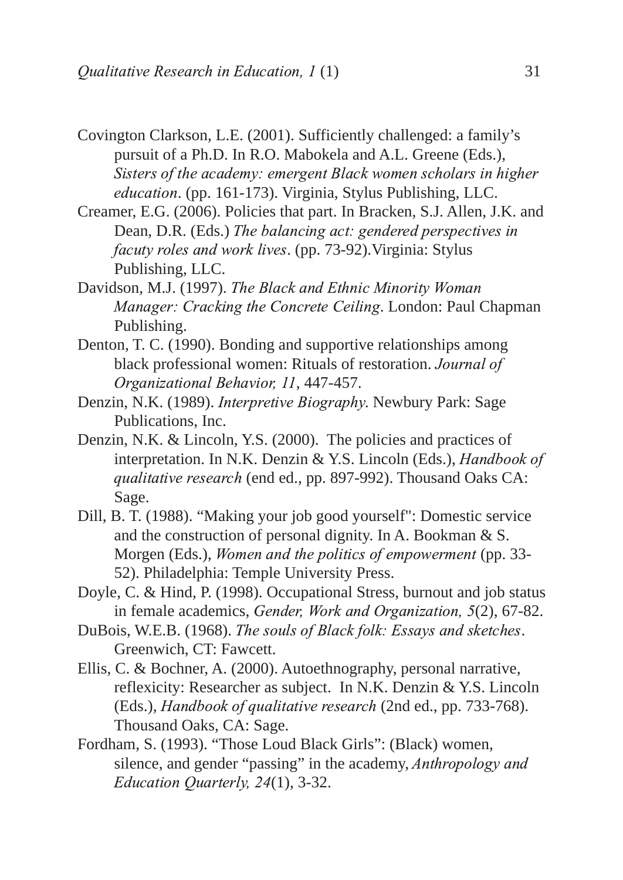Covington Clarkson, L.E. (2001). Sufficiently challenged: a family's pursuit of a Ph.D. In R.O. Mabokela and A.L. Greene (Eds.), *Sisters of the academy: emergent Black women scholars in higher education*. (pp. 161-173). Virginia, Stylus Publishing, LLC.

Creamer, E.G. (2006). Policies that part. In Bracken, S.J. Allen, J.K. and Dean, D.R. (Eds.) *The balancing act: gendered perspectives in facuty roles and work lives*. (pp. 73-92).Virginia: Stylus Publishing, LLC.

Davidson, M.J. (1997). *The Black and Ethnic Minority Woman Manager: Cracking the Concrete Ceiling*. London: Paul Chapman Publishing.

Denton, T. C. (1990). Bonding and supportive relationships among black professional women: Rituals of restoration. *Journal of Organizational Behavior, 11*, 447-457.

Denzin, N.K. (1989). *Interpretive Biography*. Newbury Park: Sage Publications, Inc.

Denzin, N.K. & Lincoln, Y.S. (2000). The policies and practices of interpretation. In N.K. Denzin & Y.S. Lincoln (Eds.), *Handbook of qualitative research* (end ed., pp. 897-992). Thousand Oaks CA: Sage.

Dill, B. T. (1988). "Making your job good yourself": Domestic service and the construction of personal dignity. In A. Bookman & S. Morgen (Eds.), *Women and the politics of empowerment* (pp. 33-52). Philadelphia: Temple University Press.

Doyle, C. & Hind, P. (1998). Occupational Stress, burnout and job status in female academics, *Gender, Work and Organization, 5*(2), 67-82.

DuBois, W.E.B. (1968). *The souls of Black folk: Essays and sketches*. Greenwich, CT: Fawcett.

Ellis, C. & Bochner, A. (2000). Autoethnography, personal narrative, reflexicity: Researcher as subject. In N.K. Denzin & Y.S. Lincoln (Eds.), *Handbook of qualitative research* (2nd ed., pp. 733-768). Thousand Oaks, CA: Sage.

Fordham, S. (1993). "Those Loud Black Girls": (Black) women, silence, and gender "passing" in the academy, *Anthropology and Education Quarterly, 24*(1), 3-32.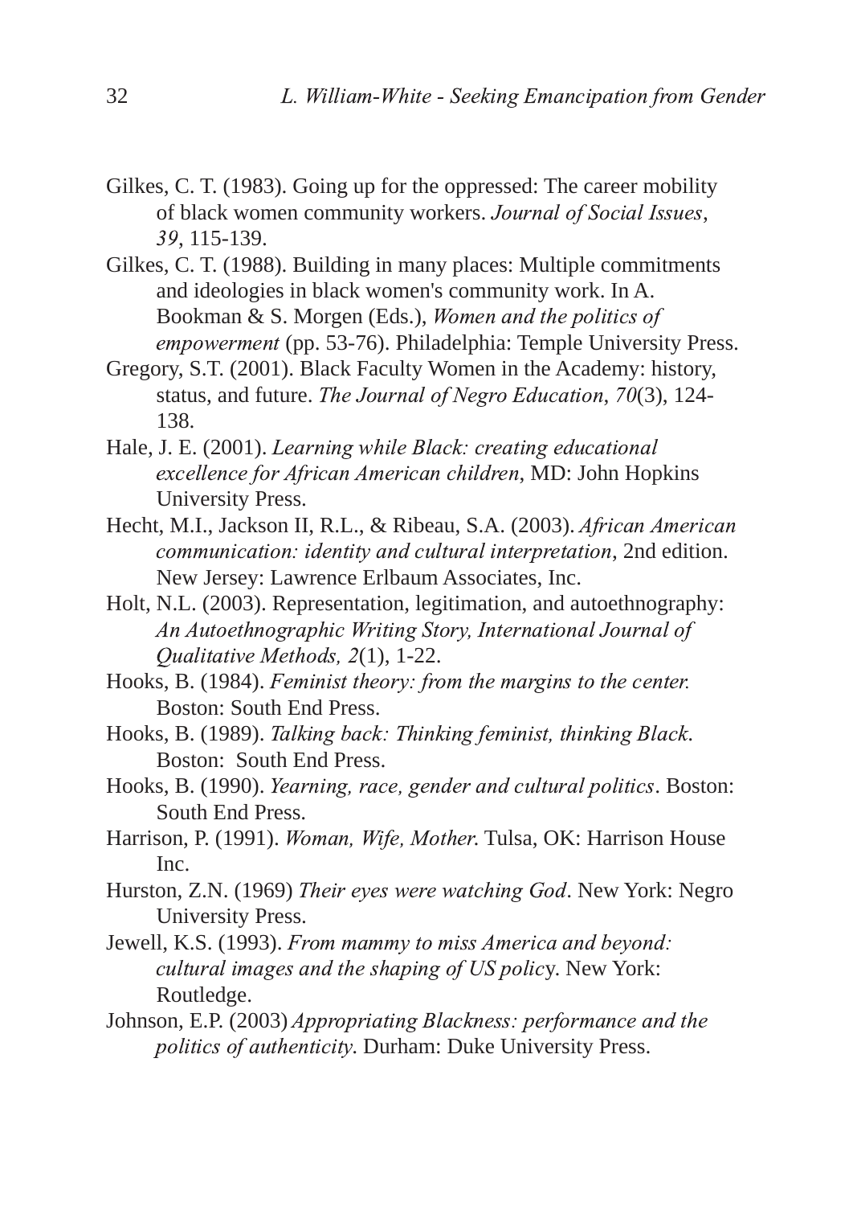Gilkes, C. T. (1983). Going up for the oppressed: The career mobility of black women community workers. *Journal of Social Issues*, *39*, 115-139.

Gilkes, C. T. (1988). Building in many places: Multiple commitments and ideologies in black women's community work. In A. Bookman & S. Morgen (Eds.), *Women and the politics of empowerment* (pp. 53-76). Philadelphia: Temple University Press.

Gregory, S.T. (2001). Black Faculty Women in the Academy: history, status, and future. *The Journal of Negro Education, 70*(3), 124-138.

Hale, J. E. (2001). *Learning while Black: creating educational excellence for African American children*, MD: John Hopkins University Press.

Hecht, M.I., Jackson II, R.L., & Ribeau, S.A. (2003). *African American communication: identity and cultural interpretation*, 2nd edition. New Jersey: Lawrence Erlbaum Associates, Inc.

Holt, N.L. (2003). Representation, legitimation, and autoethnography: *An Autoethnographic Writing Story, International Journal of Qualitative Methods, 2*(1), 1-22.

Hooks, B. (1984). *Feminist theory: from the margins to the center.* Boston: South End Press.

Hooks, B. (1989). *Talking back: Thinking feminist, thinking Black*. Boston: South End Press.

Hooks, B. (1990). *Yearning, race, gender and cultural politics*. Boston: South End Press.

Harrison, P. (1991). *Woman, Wife, Mother*. Tulsa, OK: Harrison House Inc.

Hurston, Z.N. (1969) *Their eyes were watching God*. New York: Negro University Press.

Jewell, K.S. (1993). *From mammy to miss America and beyond: cultural images and the shaping of US polic*y. New York: Routledge.

Johnson, E.P. (2003) *Appropriating Blackness: performance and the politics of authenticity*. Durham: Duke University Press.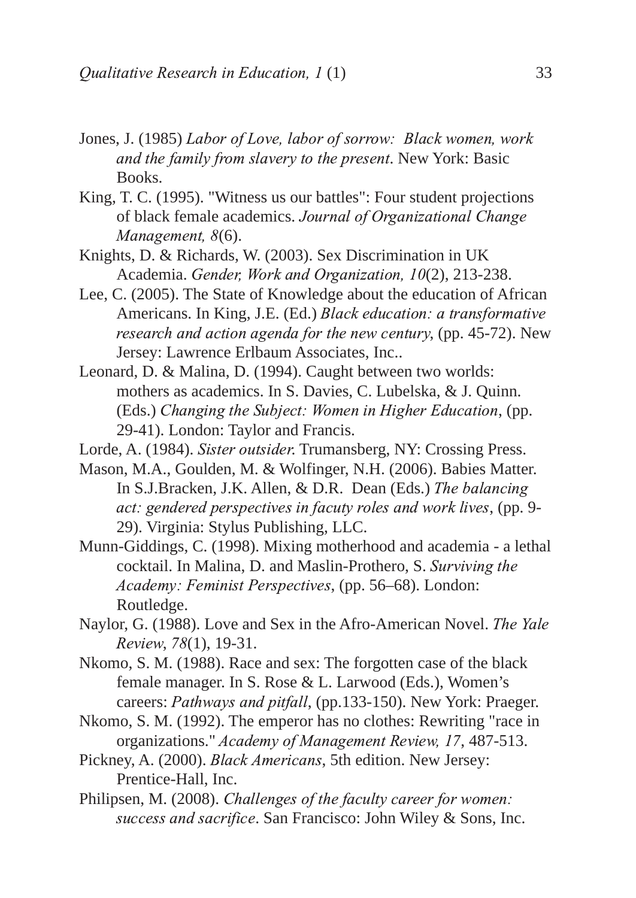Jones, J. (1985) *Labor of Love, labor of sorrow: Black women, work and the family from slavery to the present*. New York: Basic Books.

King, T. C. (1995). "Witness us our battles": Four student projections of black female academics. *Journal of Organizational Change Management, 8*(6).

Knights, D. & Richards, W. (2003). Sex Discrimination in UK Academia. *Gender, Work and Organization, 10*(2), 213-238.

Lee, C. (2005). The State of Knowledge about the education of African Americans. In King, J.E. (Ed.) *Black education: a transformative research and action agenda for the new century*, (pp. 45-72). New Jersey: Lawrence Erlbaum Associates, Inc..

Leonard, D. & Malina, D. (1994). Caught between two worlds: mothers as academics. In S. Davies, C. Lubelska, & J. Quinn. (Eds.) *Changing the Subject: Women in Higher Education*, (pp. 29-41). London: Taylor and Francis.

Lorde, A. (1984). *Sister outsider.* Trumansberg, NY: Crossing Press.

Mason, M.A., Goulden, M. & Wolfinger, N.H. (2006). Babies Matter. In S.J.Bracken, J.K. Allen, & D.R. Dean (Eds.) *The balancing act: gendered perspectives in facuty roles and work lives*, (pp. 9-29). Virginia: Stylus Publishing, LLC.

Munn-Giddings, C. (1998). Mixing motherhood and academia - a lethal cocktail. In Malina, D. and Maslin-Prothero, S. *Surviving the Academy: Feminist Perspectives*, (pp. 56–68). London: Routledge.

Naylor, G. (1988). Love and Sex in the Afro-American Novel. *The Yale Review*, *78*(1), 19-31.

Nkomo, S. M. (1988). Race and sex: The forgotten case of the black female manager. In S. Rose & L. Larwood (Eds.), Women's careers: *Pathways and pitfall*, (pp.133-150). New York: Praeger.

Nkomo, S. M. (1992). The emperor has no clothes: Rewriting "race in organizations." *Academy of Management Review, 17*, 487-513.

Pickney, A. (2000). *Black Americans,* 5th edition. New Jersey: Prentice-Hall, Inc.

Philipsen, M. (2008). *Challenges of the faculty career for women: success and sacrifice*. San Francisco: John Wiley & Sons, Inc.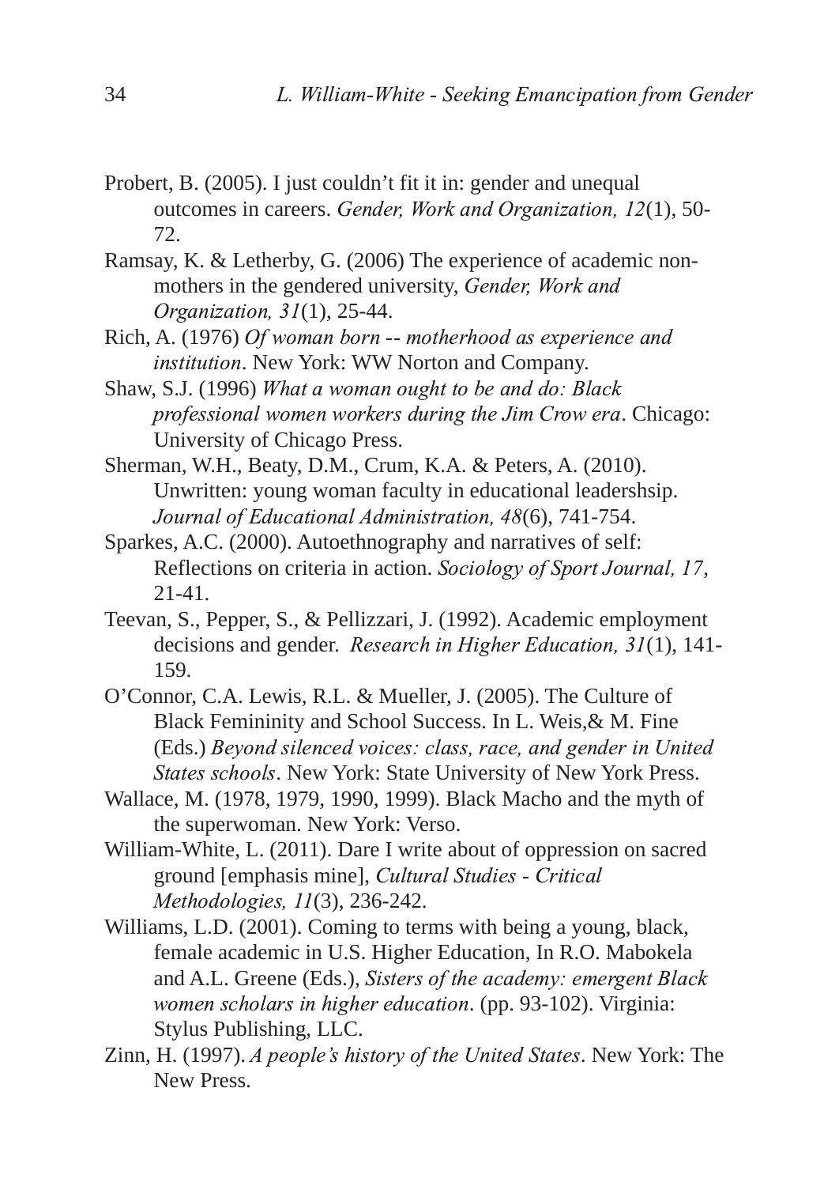Probert, B. (2005). I just couldn't fit it in: gender and unequal outcomes in careers. *Gender, Work and Organization, 12*(1), 50-72.

Ramsay, K. & Letherby, G. (2006) The experience of academic non-mothers in the gendered university, *Gender, Work and Organization, 31*(1), 25-44.

Rich, A. (1976) *Of woman born -- motherhood as experience and institution*. New York: WW Norton and Company.

Shaw, S.J. (1996) *What a woman ought to be and do: Black professional women workers during the Jim Crow era*. Chicago: University of Chicago Press.

Sherman, W.H., Beaty, D.M., Crum, K.A. & Peters, A. (2010). Unwritten: young woman faculty in educational leadershsip. *Journal of Educational Administration, 48*(6), 741-754.

Sparkes, A.C. (2000). Autoethnography and narratives of self: Reflections on criteria in action. *Sociology of Sport Journal, 17*, 21-41.

Teevan, S., Pepper, S., & Pellizzari, J. (1992). Academic employment decisions and gender. *Research in Higher Education, 31*(1), 141-159.

O'Connor, C.A. Lewis, R.L. & Mueller, J. (2005). The Culture of Black Femininity and School Success. In L. Weis,& M. Fine (Eds.) *Beyond silenced voices: class, race, and gender in United States schools*. New York: State University of New York Press.

Wallace, M. (1978, 1979, 1990, 1999). Black Macho and the myth of the superwoman. New York: Verso.

William-White, L. (2011). Dare I write about of oppression on sacred ground [emphasis mine], *Cultural Studies - Critical Methodologies, 11*(3), 236-242.

Williams, L.D. (2001). Coming to terms with being a young, black, female academic in U.S. Higher Education, In R.O. Mabokela and A.L. Greene (Eds.), *Sisters of the academy: emergent Black women scholars in higher education*. (pp. 93-102). Virginia: Stylus Publishing, LLC.

Zinn, H. (1997). *A people's history of the United States*. New York: The New Press.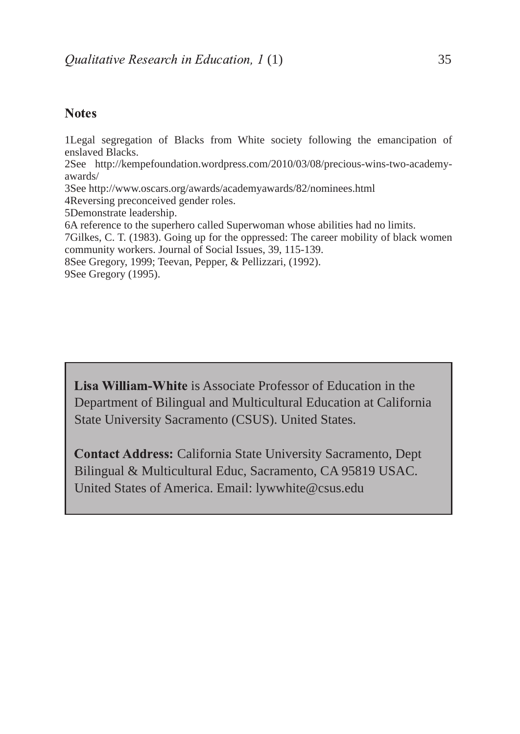## Notes

1Legal segregation of Blacks from White society following the emancipation of enslaved Blacks.
2See http://kempefoundation.wordpress.com/2010/03/08/precious-wins-two-academy-awards/
3See http://www.oscars.org/awards/academyawards/82/nominees.html
4Reversing preconceived gender roles.
5Demonstrate leadership.
6A reference to the superhero called Superwoman whose abilities had no limits.
7Gilkes, C. T. (1983). Going up for the oppressed: The career mobility of black women community workers. Journal of Social Issues, 39, 115-139.
8See Gregory, 1999; Teevan, Pepper, & Pellizzari, (1992).
9See Gregory (1995).

**Lisa William-White** is Associate Professor of Education in the Department of Bilingual and Multicultural Education at California State University Sacramento (CSUS). United States.

**Contact Address:** California State University Sacramento, Dept Bilingual & Multicultural Educ, Sacramento, CA 95819 USAC. United States of America. Email: lywwhite@csus.edu